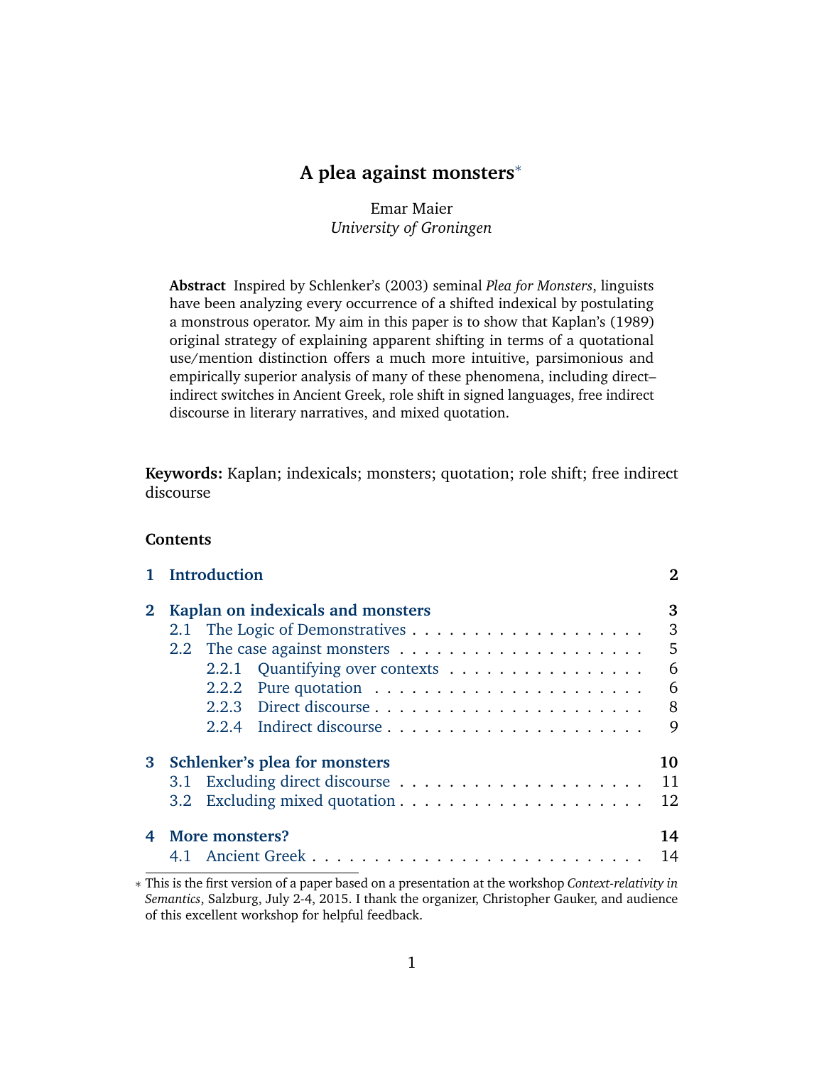# A plea against monsters[*]

Emar Maier
*University of Groningen*

**Abstract** Inspired by Schlenker's (2003) seminal *Plea for Monsters*, linguists have been analyzing every occurrence of a shifted indexical by postulating a monstrous operator. My aim in this paper is to show that Kaplan's (1989) original strategy of explaining apparent shifting in terms of a quotational use/mention distinction offers a much more intuitive, parsimonious and empirically superior analysis of many of these phenomena, including direct–indirect switches in Ancient Greek, role shift in signed languages, free indirect discourse in literary narratives, and mixed quotation.

**Keywords:** Kaplan; indexicals; monsters; quotation; role shift; free indirect discourse

**Contents**

- **1 Introduction** — 2
- **2 Kaplan on indexicals and monsters** — 3
  - 2.1 The Logic of Demonstratives — 3
  - 2.2 The case against monsters — 5
    - 2.2.1 Quantifying over contexts — 6
    - 2.2.2 Pure quotation — 6
    - 2.2.3 Direct discourse — 8
    - 2.2.4 Indirect discourse — 9
- **3 Schlenker's plea for monsters** — 10
  - 3.1 Excluding direct discourse — 11
  - 3.2 Excluding mixed quotation — 12
- **4 More monsters?** — 14
  - 4.1 Ancient Greek — 14

[*] This is the first version of a paper based on a presentation at the workshop *Context-relativity in Semantics*, Salzburg, July 2-4, 2015. I thank the organizer, Christopher Gauker, and audience of this excellent workshop for helpful feedback.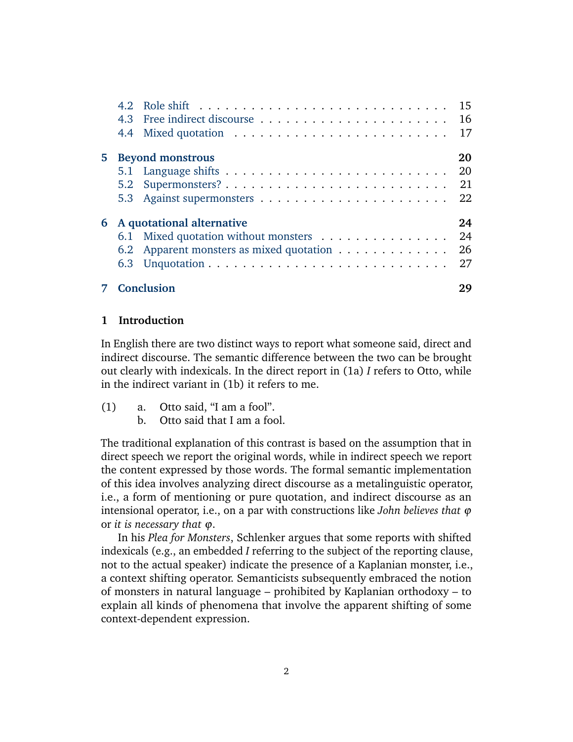- 4.2 Role shift . . . . . . . . . . . . . . . . . . . . . . . . . . . 15
- 4.3 Free indirect discourse . . . . . . . . . . . . . . . . . . . . . 16
- 4.4 Mixed quotation . . . . . . . . . . . . . . . . . . . . . . . . 17

**5 Beyond monstrous** **20**

- 5.1 Language shifts . . . . . . . . . . . . . . . . . . . . . . . . . 20
- 5.2 Supermonsters? . . . . . . . . . . . . . . . . . . . . . . . . . 21
- 5.3 Against supermonsters . . . . . . . . . . . . . . . . . . . . . . 22

**6 A quotational alternative** **24**

- 6.1 Mixed quotation without monsters . . . . . . . . . . . . . . . 24
- 6.2 Apparent monsters as mixed quotation . . . . . . . . . . . . . 26
- 6.3 Unquotation . . . . . . . . . . . . . . . . . . . . . . . . . . . 27

**7 Conclusion** **29**

## 1 Introduction

In English there are two distinct ways to report what someone said, direct and indirect discourse. The semantic difference between the two can be brought out clearly with indexicals. In the direct report in (1a) *I* refers to Otto, while in the indirect variant in (1b) it refers to me.

(1) a. Otto said, "I am a fool".
    b. Otto said that I am a fool.

The traditional explanation of this contrast is based on the assumption that in direct speech we report the original words, while in indirect speech we report the content expressed by those words. The formal semantic implementation of this idea involves analyzing direct discourse as a metalinguistic operator, i.e., a form of mentioning or pure quotation, and indirect discourse as an intensional operator, i.e., on a par with constructions like *John believes that* $\varphi$ or *it is necessary that* $\varphi$.

In his *Plea for Monsters*, Schlenker argues that some reports with shifted indexicals (e.g., an embedded *I* referring to the subject of the reporting clause, not to the actual speaker) indicate the presence of a Kaplanian monster, i.e., a context shifting operator. Semanticists subsequently embraced the notion of monsters in natural language – prohibited by Kaplanian orthodoxy – to explain all kinds of phenomena that involve the apparent shifting of some context-dependent expression.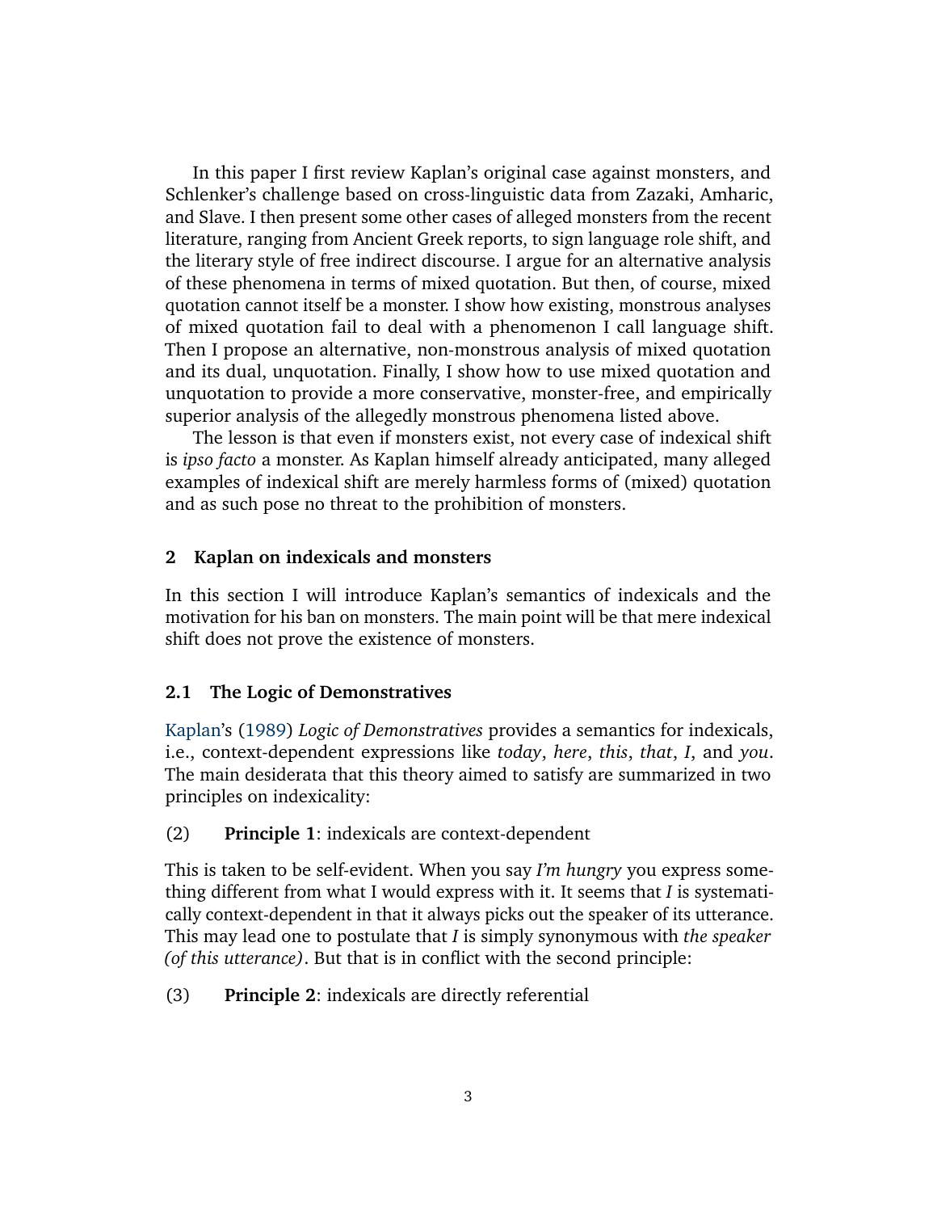In this paper I first review Kaplan's original case against monsters, and Schlenker's challenge based on cross-linguistic data from Zazaki, Amharic, and Slave. I then present some other cases of alleged monsters from the recent literature, ranging from Ancient Greek reports, to sign language role shift, and the literary style of free indirect discourse. I argue for an alternative analysis of these phenomena in terms of mixed quotation. But then, of course, mixed quotation cannot itself be a monster. I show how existing, monstrous analyses of mixed quotation fail to deal with a phenomenon I call language shift. Then I propose an alternative, non-monstrous analysis of mixed quotation and its dual, unquotation. Finally, I show how to use mixed quotation and unquotation to provide a more conservative, monster-free, and empirically superior analysis of the allegedly monstrous phenomena listed above.

The lesson is that even if monsters exist, not every case of indexical shift is *ipso facto* a monster. As Kaplan himself already anticipated, many alleged examples of indexical shift are merely harmless forms of (mixed) quotation and as such pose no threat to the prohibition of monsters.

## 2 Kaplan on indexicals and monsters

In this section I will introduce Kaplan's semantics of indexicals and the motivation for his ban on monsters. The main point will be that mere indexical shift does not prove the existence of monsters.

### 2.1 The Logic of Demonstratives

Kaplan's (1989) *Logic of Demonstratives* provides a semantics for indexicals, i.e., context-dependent expressions like *today*, *here*, *this*, *that*, *I*, and *you*. The main desiderata that this theory aimed to satisfy are summarized in two principles on indexicality:

(2) **Principle 1**: indexicals are context-dependent

This is taken to be self-evident. When you say *I'm hungry* you express something different from what I would express with it. It seems that *I* is systematically context-dependent in that it always picks out the speaker of its utterance. This may lead one to postulate that *I* is simply synonymous with *the speaker (of this utterance)*. But that is in conflict with the second principle:

(3) **Principle 2**: indexicals are directly referential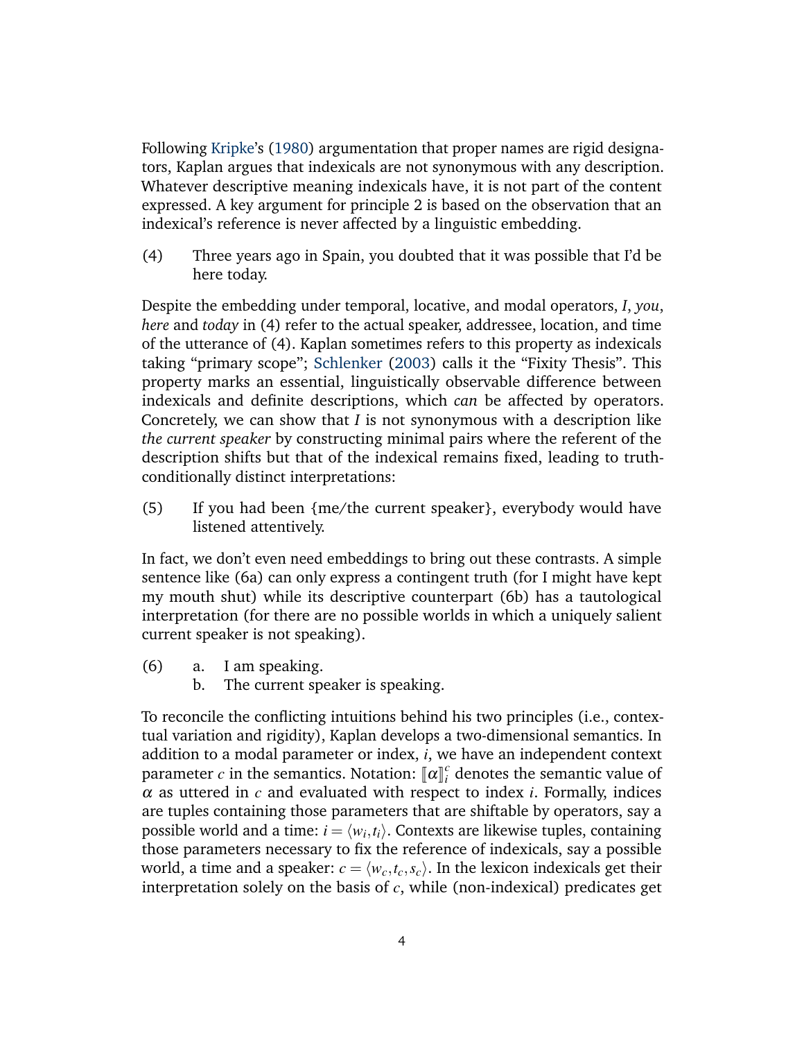Following Kripke's (1980) argumentation that proper names are rigid designators, Kaplan argues that indexicals are not synonymous with any description. Whatever descriptive meaning indexicals have, it is not part of the content expressed. A key argument for principle 2 is based on the observation that an indexical's reference is never affected by a linguistic embedding.

(4) Three years ago in Spain, you doubted that it was possible that I'd be here today.

Despite the embedding under temporal, locative, and modal operators, *I*, *you*, *here* and *today* in (4) refer to the actual speaker, addressee, location, and time of the utterance of (4). Kaplan sometimes refers to this property as indexicals taking "primary scope"; Schlenker (2003) calls it the "Fixity Thesis". This property marks an essential, linguistically observable difference between indexicals and definite descriptions, which *can* be affected by operators. Concretely, we can show that *I* is not synonymous with a description like *the current speaker* by constructing minimal pairs where the referent of the description shifts but that of the indexical remains fixed, leading to truth-conditionally distinct interpretations:

(5) If you had been {me/the current speaker}, everybody would have listened attentively.

In fact, we don't even need embeddings to bring out these contrasts. A simple sentence like (6a) can only express a contingent truth (for I might have kept my mouth shut) while its descriptive counterpart (6b) has a tautological interpretation (for there are no possible worlds in which a uniquely salient current speaker is not speaking).

(6) a. I am speaking.
  b. The current speaker is speaking.

To reconcile the conflicting intuitions behind his two principles (i.e., contextual variation and rigidity), Kaplan develops a two-dimensional semantics. In addition to a modal parameter or index, $i$, we have an independent context parameter $c$ in the semantics. Notation: $[\![\alpha]\!]_i^c$ denotes the semantic value of $\alpha$ as uttered in $c$ and evaluated with respect to index $i$. Formally, indices are tuples containing those parameters that are shiftable by operators, say a possible world and a time: $i = \langle w_i, t_i \rangle$. Contexts are likewise tuples, containing those parameters necessary to fix the reference of indexicals, say a possible world, a time and a speaker: $c = \langle w_c, t_c, s_c \rangle$. In the lexicon indexicals get their interpretation solely on the basis of $c$, while (non-indexical) predicates get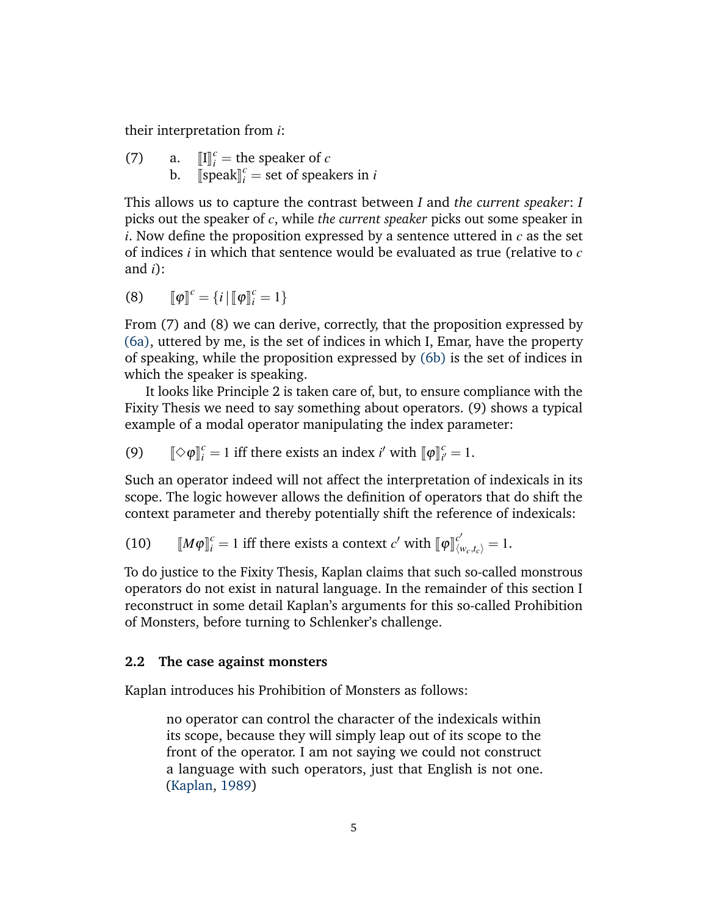their interpretation from $i$:

(7) a. $[\![\text{I}]\!]_i^c =$ the speaker of $c$
  b. $[\![\text{speak}]\!]_i^c =$ set of speakers in $i$

This allows us to capture the contrast between *I* and *the current speaker*: *I* picks out the speaker of $c$, while *the current speaker* picks out some speaker in $i$. Now define the proposition expressed by a sentence uttered in $c$ as the set of indices $i$ in which that sentence would be evaluated as true (relative to $c$ and $i$):

(8) $$[\![\varphi]\!]^c = \{i \mid [\![\varphi]\!]_i^c = 1\}$$

From (7) and (8) we can derive, correctly, that the proposition expressed by (6a), uttered by me, is the set of indices in which I, Emar, have the property of speaking, while the proposition expressed by (6b) is the set of indices in which the speaker is speaking.

It looks like Principle 2 is taken care of, but, to ensure compliance with the Fixity Thesis we need to say something about operators. (9) shows a typical example of a modal operator manipulating the index parameter:

(9) $[\![\Diamond\varphi]\!]_i^c = 1$ iff there exists an index $i'$ with $[\![\varphi]\!]_{i'}^c = 1$.

Such an operator indeed will not affect the interpretation of indexicals in its scope. The logic however allows the definition of operators that do shift the context parameter and thereby potentially shift the reference of indexicals:

(10) $[\![M\varphi]\!]_i^c = 1$ iff there exists a context $c'$ with $[\![\varphi]\!]_{\langle w_c, t_c \rangle}^{c'} = 1$.

To do justice to the Fixity Thesis, Kaplan claims that such so-called monstrous operators do not exist in natural language. In the remainder of this section I reconstruct in some detail Kaplan's arguments for this so-called Prohibition of Monsters, before turning to Schlenker's challenge.

### 2.2 The case against monsters

Kaplan introduces his Prohibition of Monsters as follows:

> no operator can control the character of the indexicals within its scope, because they will simply leap out of its scope to the front of the operator. I am not saying we could not construct a language with such operators, just that English is not one. (Kaplan, 1989)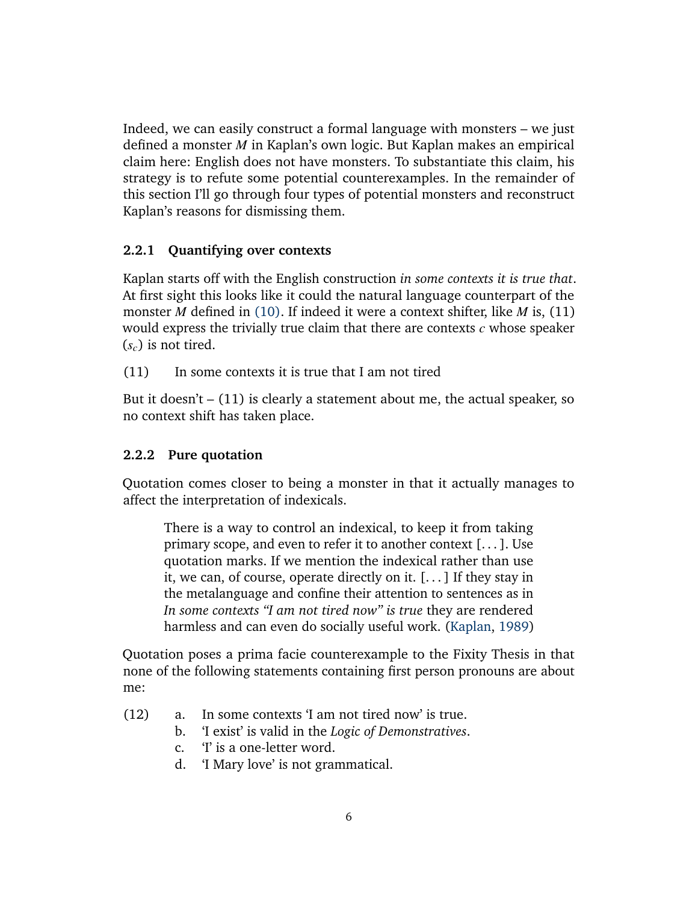Indeed, we can easily construct a formal language with monsters – we just defined a monster *M* in Kaplan's own logic. But Kaplan makes an empirical claim here: English does not have monsters. To substantiate this claim, his strategy is to refute some potential counterexamples. In the remainder of this section I'll go through four types of potential monsters and reconstruct Kaplan's reasons for dismissing them.

### 2.2.1 Quantifying over contexts

Kaplan starts off with the English construction *in some contexts it is true that*. At first sight this looks like it could the natural language counterpart of the monster *M* defined in (10). If indeed it were a context shifter, like *M* is, (11) would express the trivially true claim that there are contexts $c$ whose speaker ($s_c$) is not tired.

(11) In some contexts it is true that I am not tired

But it doesn't – (11) is clearly a statement about me, the actual speaker, so no context shift has taken place.

### 2.2.2 Pure quotation

Quotation comes closer to being a monster in that it actually manages to affect the interpretation of indexicals.

> There is a way to control an indexical, to keep it from taking primary scope, and even to refer it to another context [...]. Use quotation marks. If we mention the indexical rather than use it, we can, of course, operate directly on it. [...] If they stay in the metalanguage and confine their attention to sentences as in *In some contexts "I am not tired now" is true* they are rendered harmless and can even do socially useful work. (Kaplan, 1989)

Quotation poses a prima facie counterexample to the Fixity Thesis in that none of the following statements containing first person pronouns are about me:

(12)
a. In some contexts 'I am not tired now' is true.
b. 'I exist' is valid in the *Logic of Demonstratives*.
c. 'I' is a one-letter word.
d. 'I Mary love' is not grammatical.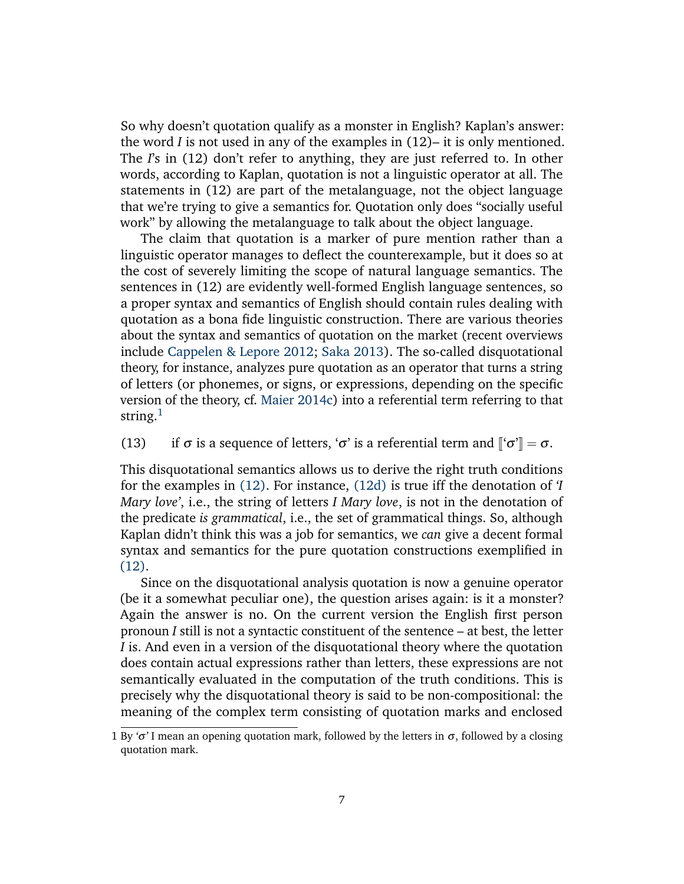So why doesn't quotation qualify as a monster in English? Kaplan's answer: the word *I* is not used in any of the examples in (12)– it is only mentioned. The *I*'s in (12) don't refer to anything, they are just referred to. In other words, according to Kaplan, quotation is not a linguistic operator at all. The statements in (12) are part of the metalanguage, not the object language that we're trying to give a semantics for. Quotation only does "socially useful work" by allowing the metalanguage to talk about the object language.

The claim that quotation is a marker of pure mention rather than a linguistic operator manages to deflect the counterexample, but it does so at the cost of severely limiting the scope of natural language semantics. The sentences in (12) are evidently well-formed English language sentences, so a proper syntax and semantics of English should contain rules dealing with quotation as a bona fide linguistic construction. There are various theories about the syntax and semantics of quotation on the market (recent overviews include Cappelen & Lepore 2012; Saka 2013). The so-called disquotational theory, for instance, analyzes pure quotation as an operator that turns a string of letters (or phonemes, or signs, or expressions, depending on the specific version of the theory, cf. Maier 2014c) into a referential term referring to that string.[1]

(13) if $\sigma$ is a sequence of letters, '$\sigma$' is a referential term and $[\![\text{'}\sigma\text{'}]\!] = \sigma$.

This disquotational semantics allows us to derive the right truth conditions for the examples in (12). For instance, (12d) is true iff the denotation of *'I Mary love'*, i.e., the string of letters *I Mary love*, is not in the denotation of the predicate *is grammatical*, i.e., the set of grammatical things. So, although Kaplan didn't think this was a job for semantics, we *can* give a decent formal syntax and semantics for the pure quotation constructions exemplified in (12).

Since on the disquotational analysis quotation is now a genuine operator (be it a somewhat peculiar one), the question arises again: is it a monster? Again the answer is no. On the current version the English first person pronoun *I* still is not a syntactic constituent of the sentence – at best, the letter *I* is. And even in a version of the disquotational theory where the quotation does contain actual expressions rather than letters, these expressions are not semantically evaluated in the computation of the truth conditions. This is precisely why the disquotational theory is said to be non-compositional: the meaning of the complex term consisting of quotation marks and enclosed

1 By '$\sigma$' I mean an opening quotation mark, followed by the letters in $\sigma$, followed by a closing quotation mark.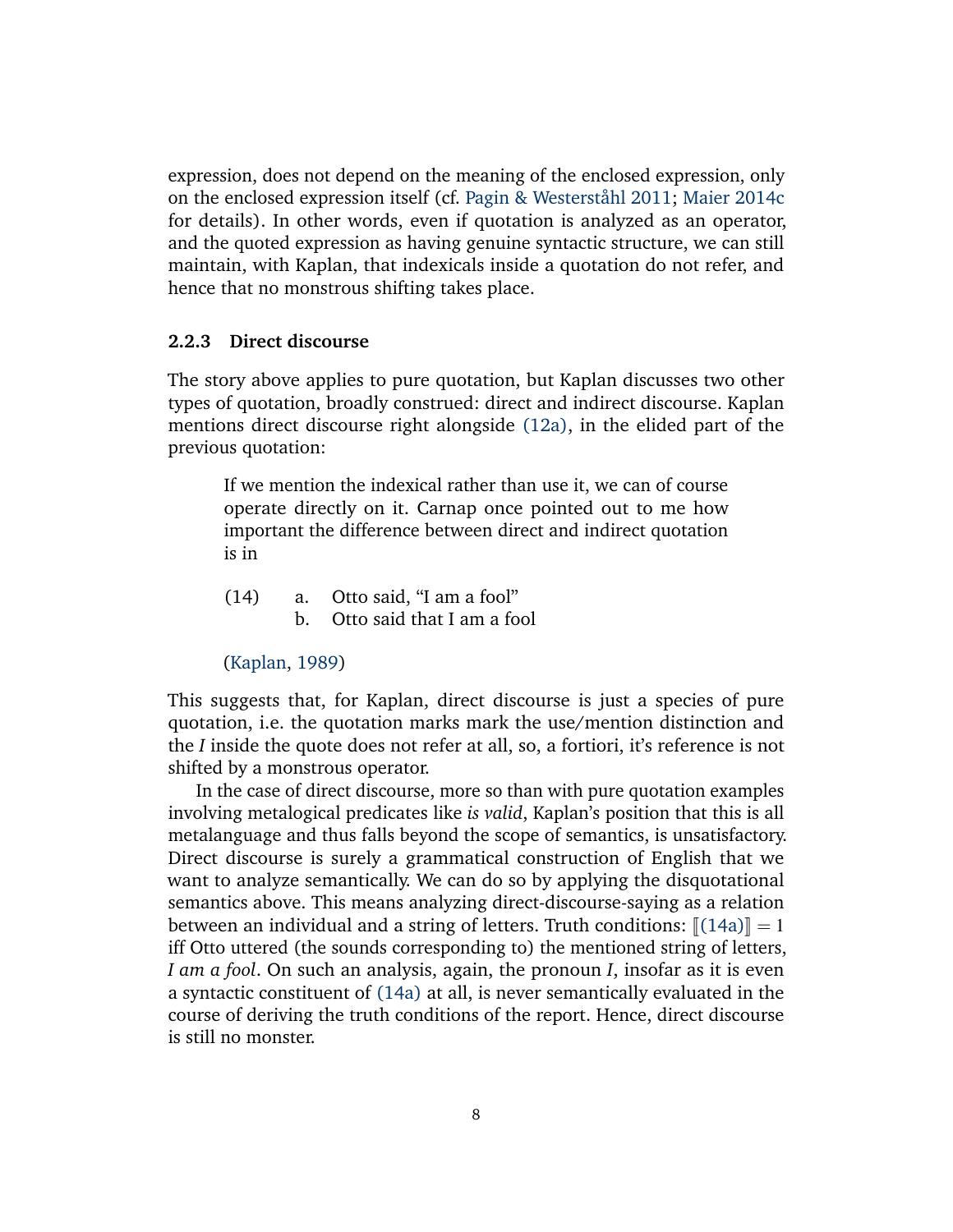expression, does not depend on the meaning of the enclosed expression, only on the enclosed expression itself (cf. Pagin & Westerståhl 2011; Maier 2014c for details). In other words, even if quotation is analyzed as an operator, and the quoted expression as having genuine syntactic structure, we can still maintain, with Kaplan, that indexicals inside a quotation do not refer, and hence that no monstrous shifting takes place.

### 2.2.3 Direct discourse

The story above applies to pure quotation, but Kaplan discusses two other types of quotation, broadly construed: direct and indirect discourse. Kaplan mentions direct discourse right alongside (12a), in the elided part of the previous quotation:

> If we mention the indexical rather than use it, we can of course operate directly on it. Carnap once pointed out to me how important the difference between direct and indirect quotation is in
>
> (14) a. Otto said, "I am a fool"
>      b. Otto said that I am a fool
>
> (Kaplan, 1989)

This suggests that, for Kaplan, direct discourse is just a species of pure quotation, i.e. the quotation marks mark the use/mention distinction and the *I* inside the quote does not refer at all, so, a fortiori, it's reference is not shifted by a monstrous operator.

In the case of direct discourse, more so than with pure quotation examples involving metalogical predicates like *is valid*, Kaplan's position that this is all metalanguage and thus falls beyond the scope of semantics, is unsatisfactory. Direct discourse is surely a grammatical construction of English that we want to analyze semantically. We can do so by applying the disquotational semantics above. This means analyzing direct-discourse-saying as a relation between an individual and a string of letters. Truth conditions: $[\![(14a)]\!] = 1$ iff Otto uttered (the sounds corresponding to) the mentioned string of letters, *I am a fool*. On such an analysis, again, the pronoun *I*, insofar as it is even a syntactic constituent of (14a) at all, is never semantically evaluated in the course of deriving the truth conditions of the report. Hence, direct discourse is still no monster.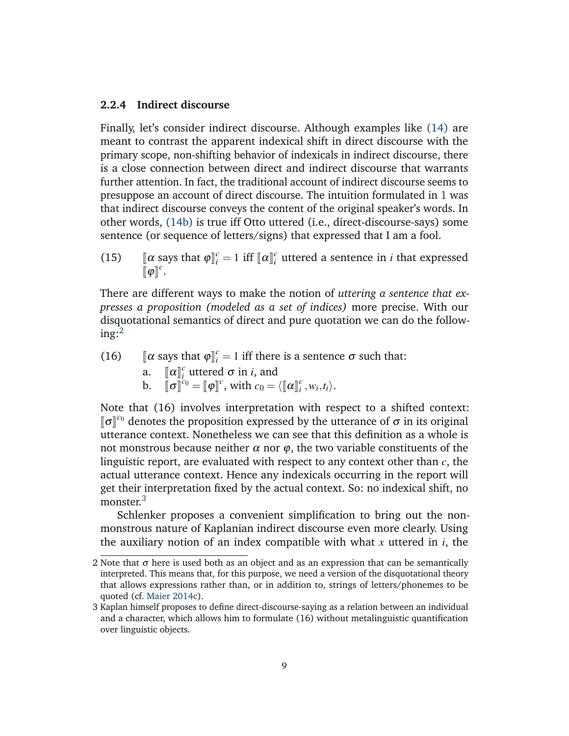### 2.2.4 Indirect discourse

Finally, let's consider indirect discourse. Although examples like (14) are meant to contrast the apparent indexical shift in direct discourse with the primary scope, non-shifting behavior of indexicals in indirect discourse, there is a close connection between direct and indirect discourse that warrants further attention. In fact, the traditional account of indirect discourse seems to presuppose an account of direct discourse. The intuition formulated in 1 was that indirect discourse conveys the content of the original speaker's words. In other words, (14b) is true iff Otto uttered (i.e., direct-discourse-says) some sentence (or sequence of letters/signs) that expressed that I am a fool.

(15) $[\![\alpha \text{ says that } \varphi]\!]^c_i = 1$ iff $[\![\alpha]\!]^c_i$ uttered a sentence in $i$ that expressed $[\![\varphi]\!]^c$.

There are different ways to make the notion of *uttering a sentence that expresses a proposition (modeled as a set of indices)* more precise. With our disquotational semantics of direct and pure quotation we can do the following:[2]

(16) $[\![\alpha \text{ says that } \varphi]\!]^c_i = 1$ iff there is a sentence $\sigma$ such that:
   a. $[\![\alpha]\!]^c_i$ uttered $\sigma$ in $i$, and
   b. $[\![\sigma]\!]^{c_0} = [\![\varphi]\!]^c$, with $c_0 = \langle [\![\alpha]\!]^c_i, w_i, t_i \rangle$.

Note that (16) involves interpretation with respect to a shifted context: $[\![\sigma]\!]^{c_0}$ denotes the proposition expressed by the utterance of $\sigma$ in its original utterance context. Nonetheless we can see that this definition as a whole is not monstrous because neither $\alpha$ nor $\varphi$, the two variable constituents of the linguistic report, are evaluated with respect to any context other than $c$, the actual utterance context. Hence any indexicals occurring in the report will get their interpretation fixed by the actual context. So: no indexical shift, no monster.[3]

Schlenker proposes a convenient simplification to bring out the non-monstrous nature of Kaplanian indirect discourse even more clearly. Using the auxiliary notion of an index compatible with what $x$ uttered in $i$, the

---

2 Note that $\sigma$ here is used both as an object and as an expression that can be semantically interpreted. This means that, for this purpose, we need a version of the disquotational theory that allows expressions rather than, or in addition to, strings of letters/phonemes to be quoted (cf. Maier 2014c).

3 Kaplan himself proposes to define direct-discourse-saying as a relation between an individual and a character, which allows him to formulate (16) without metalinguistic quantification over linguistic objects.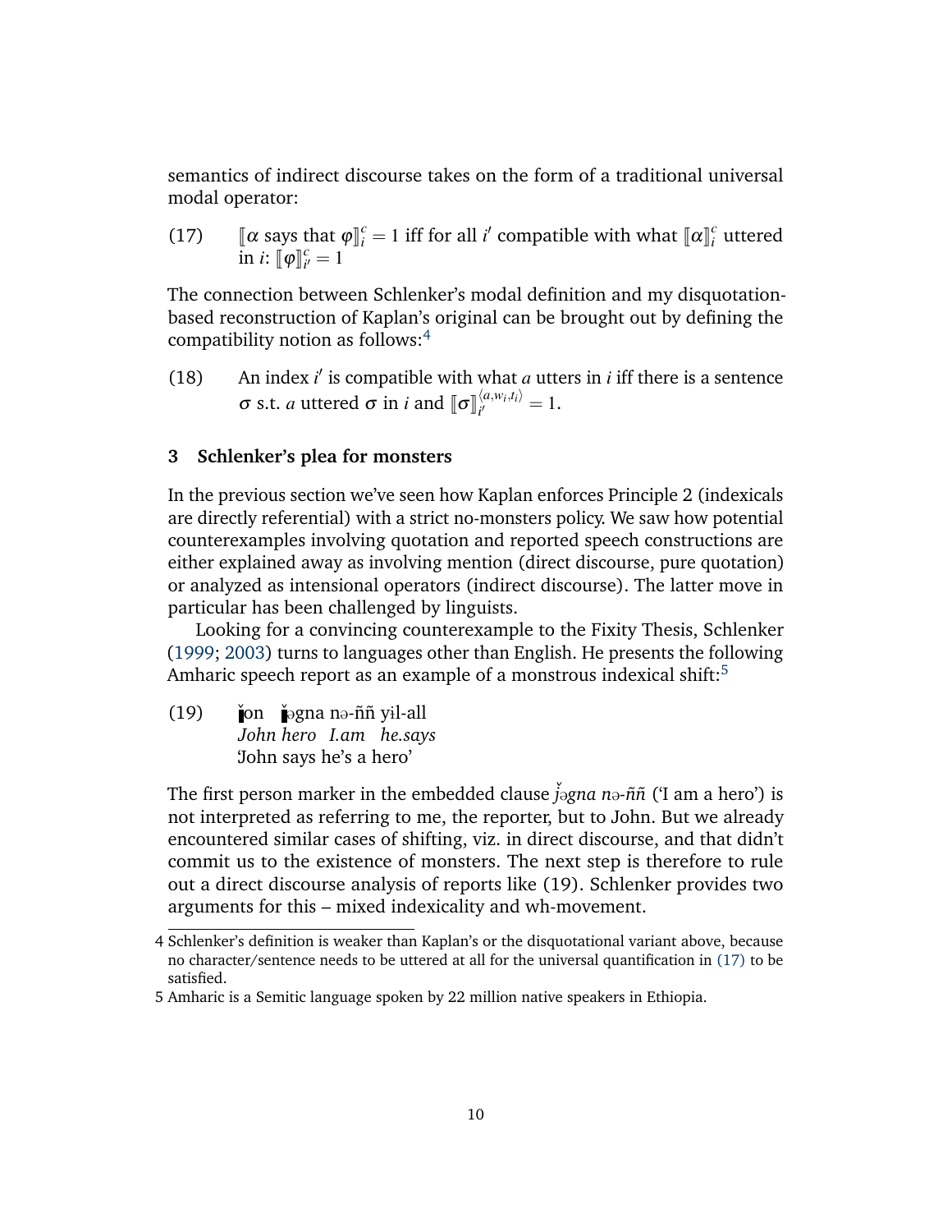semantics of indirect discourse takes on the form of a traditional universal modal operator:

(17) $[\![\alpha \text{ says that } \varphi]\!]_i^c = 1$ iff for all $i'$ compatible with what $[\![\alpha]\!]_i^c$ uttered in $i$: $[\![\varphi]\!]_{i'}^c = 1$

The connection between Schlenker's modal definition and my disquotation-based reconstruction of Kaplan's original can be brought out by defining the compatibility notion as follows:[4]

(18) An index $i'$ is compatible with what $a$ utters in $i$ iff there is a sentence $\sigma$ s.t. $a$ uttered $\sigma$ in $i$ and $[\![\sigma]\!]_{i'}^{\langle a, w_i, t_i \rangle} = 1$.

## 3 Schlenker's plea for monsters

In the previous section we've seen how Kaplan enforces Principle 2 (indexicals are directly referential) with a strict no-monsters policy. We saw how potential counterexamples involving quotation and reported speech constructions are either explained away as involving mention (direct discourse, pure quotation) or analyzed as intensional operators (indirect discourse). The latter move in particular has been challenged by linguists.

Looking for a convincing counterexample to the Fixity Thesis, Schlenker (1999; 2003) turns to languages other than English. He presents the following Amharic speech report as an example of a monstrous indexical shift:[5]

(19) ǰon ǰəgna nə-ññ yɨl-all
*John hero I.am he.says*
'John says he's a hero'

The first person marker in the embedded clause *ǰəgna nə-ññ* ('I am a hero') is not interpreted as referring to me, the reporter, but to John. But we already encountered similar cases of shifting, viz. in direct discourse, and that didn't commit us to the existence of monsters. The next step is therefore to rule out a direct discourse analysis of reports like (19). Schlenker provides two arguments for this – mixed indexicality and wh-movement.

4 Schlenker's definition is weaker than Kaplan's or the disquotational variant above, because no character/sentence needs to be uttered at all for the universal quantification in (17) to be satisfied.

5 Amharic is a Semitic language spoken by 22 million native speakers in Ethiopia.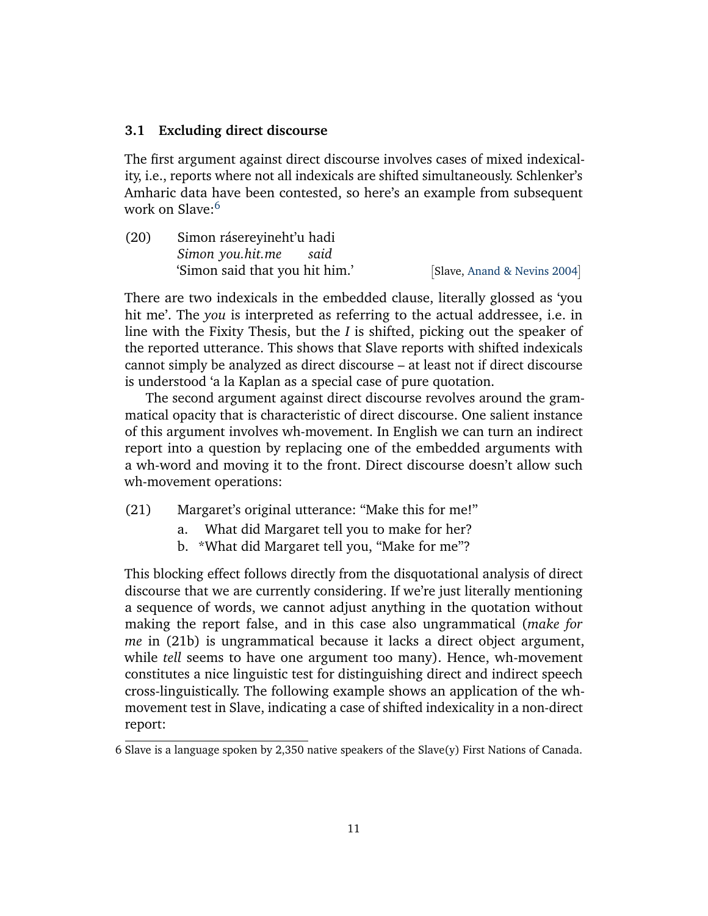### 3.1 Excluding direct discourse

The first argument against direct discourse involves cases of mixed indexicality, i.e., reports where not all indexicals are shifted simultaneously. Schlenker's Amharic data have been contested, so here's an example from subsequent work on Slave:[6]

(20) Simon rásereyineht'u hadi
*Simon you.hit.me said*
'Simon said that you hit him.' [Slave, Anand & Nevins 2004]

There are two indexicals in the embedded clause, literally glossed as 'you hit me'. The *you* is interpreted as referring to the actual addressee, i.e. in line with the Fixity Thesis, but the *I* is shifted, picking out the speaker of the reported utterance. This shows that Slave reports with shifted indexicals cannot simply be analyzed as direct discourse – at least not if direct discourse is understood 'a la Kaplan as a special case of pure quotation.

The second argument against direct discourse revolves around the grammatical opacity that is characteristic of direct discourse. One salient instance of this argument involves wh-movement. In English we can turn an indirect report into a question by replacing one of the embedded arguments with a wh-word and moving it to the front. Direct discourse doesn't allow such wh-movement operations:

(21) Margaret's original utterance: "Make this for me!"
a. What did Margaret tell you to make for her?
b. *What did Margaret tell you, "Make for me"?

This blocking effect follows directly from the disquotational analysis of direct discourse that we are currently considering. If we're just literally mentioning a sequence of words, we cannot adjust anything in the quotation without making the report false, and in this case also ungrammatical (*make for me* in (21b) is ungrammatical because it lacks a direct object argument, while *tell* seems to have one argument too many). Hence, wh-movement constitutes a nice linguistic test for distinguishing direct and indirect speech cross-linguistically. The following example shows an application of the wh-movement test in Slave, indicating a case of shifted indexicality in a non-direct report:

---

6 Slave is a language spoken by 2,350 native speakers of the Slave(y) First Nations of Canada.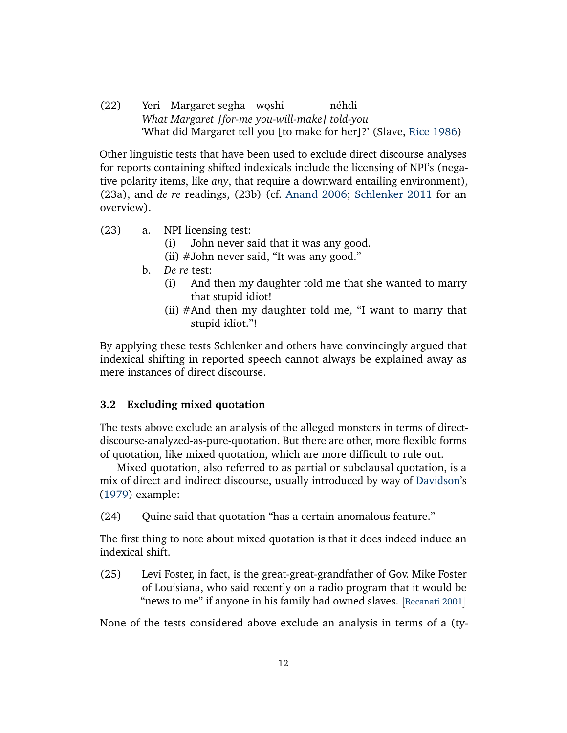(22) Yeri Margaret segha wǫshi néhdi
*What Margaret [for-me you-will-make] told-you*
'What did Margaret tell you [to make for her]?' (Slave, Rice 1986)

Other linguistic tests that have been used to exclude direct discourse analyses for reports containing shifted indexicals include the licensing of NPI's (negative polarity items, like *any*, that require a downward entailing environment), (23a), and *de re* readings, (23b) (cf. Anand 2006; Schlenker 2011 for an overview).

(23) a. NPI licensing test:
  (i) John never said that it was any good.
  (ii) #John never said, "It was any good."
b. *De re* test:
  (i) And then my daughter told me that she wanted to marry that stupid idiot!
  (ii) #And then my daughter told me, "I want to marry that stupid idiot."!

By applying these tests Schlenker and others have convincingly argued that indexical shifting in reported speech cannot always be explained away as mere instances of direct discourse.

### 3.2 Excluding mixed quotation

The tests above exclude an analysis of the alleged monsters in terms of direct-discourse-analyzed-as-pure-quotation. But there are other, more flexible forms of quotation, like mixed quotation, which are more difficult to rule out.

Mixed quotation, also referred to as partial or subclausal quotation, is a mix of direct and indirect discourse, usually introduced by way of Davidson's (1979) example:

(24) Quine said that quotation "has a certain anomalous feature."

The first thing to note about mixed quotation is that it does indeed induce an indexical shift.

(25) Levi Foster, in fact, is the great-great-grandfather of Gov. Mike Foster of Louisiana, who said recently on a radio program that it would be "news to me" if anyone in his family had owned slaves. [Recanati 2001]

None of the tests considered above exclude an analysis in terms of a (ty-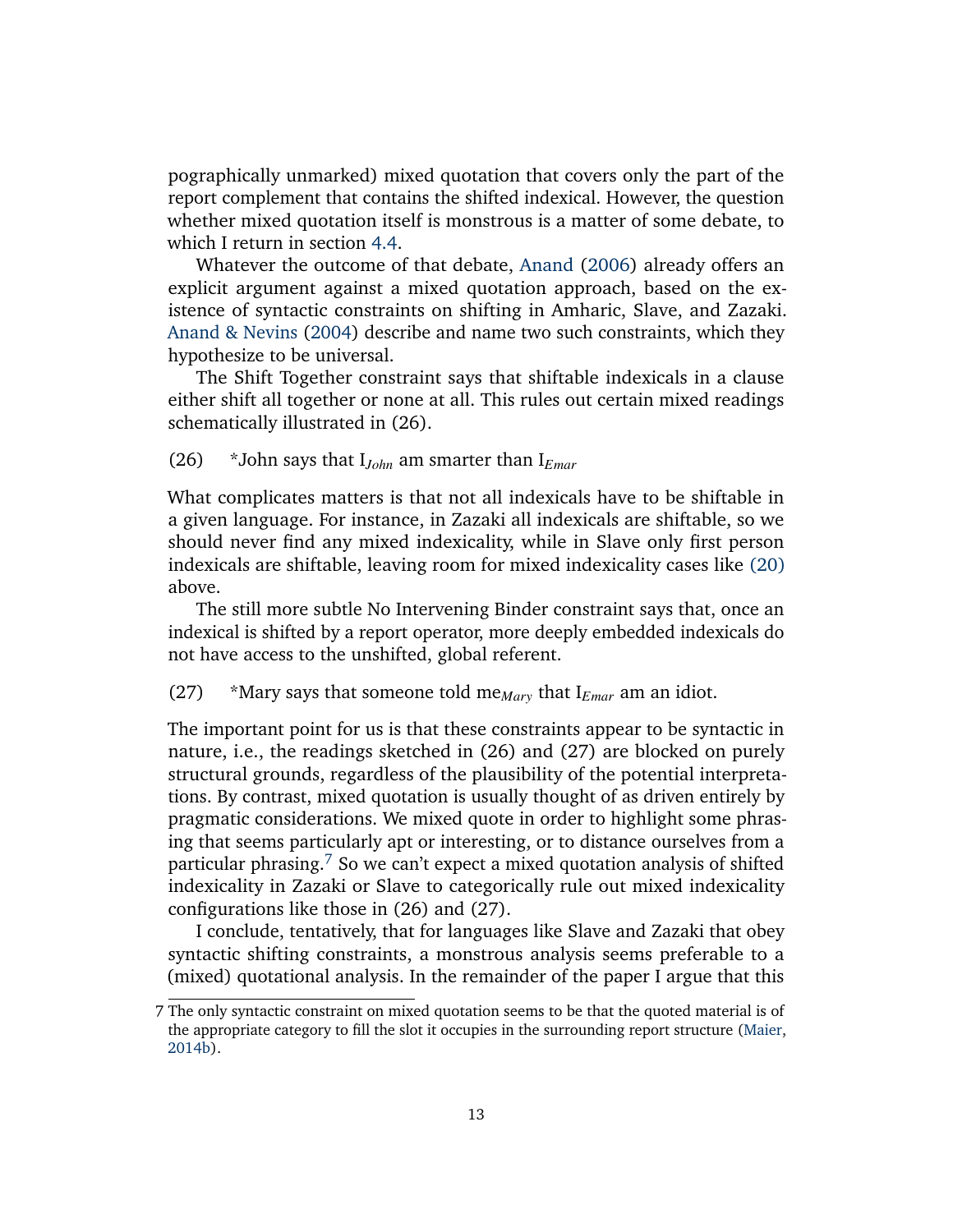pographically unmarked) mixed quotation that covers only the part of the report complement that contains the shifted indexical. However, the question whether mixed quotation itself is monstrous is a matter of some debate, to which I return in section 4.4.

Whatever the outcome of that debate, Anand (2006) already offers an explicit argument against a mixed quotation approach, based on the existence of syntactic constraints on shifting in Amharic, Slave, and Zazaki. Anand & Nevins (2004) describe and name two such constraints, which they hypothesize to be universal.

The Shift Together constraint says that shiftable indexicals in a clause either shift all together or none at all. This rules out certain mixed readings schematically illustrated in (26).

(26) *John says that $\text{I}_{John}$ am smarter than $\text{I}_{Emar}$

What complicates matters is that not all indexicals have to be shiftable in a given language. For instance, in Zazaki all indexicals are shiftable, so we should never find any mixed indexicality, while in Slave only first person indexicals are shiftable, leaving room for mixed indexicality cases like (20) above.

The still more subtle No Intervening Binder constraint says that, once an indexical is shifted by a report operator, more deeply embedded indexicals do not have access to the unshifted, global referent.

(27) *Mary says that someone told $\text{me}_{Mary}$ that $\text{I}_{Emar}$ am an idiot.

The important point for us is that these constraints appear to be syntactic in nature, i.e., the readings sketched in (26) and (27) are blocked on purely structural grounds, regardless of the plausibility of the potential interpretations. By contrast, mixed quotation is usually thought of as driven entirely by pragmatic considerations. We mixed quote in order to highlight some phrasing that seems particularly apt or interesting, or to distance ourselves from a particular phrasing.[7] So we can't expect a mixed quotation analysis of shifted indexicality in Zazaki or Slave to categorically rule out mixed indexicality configurations like those in (26) and (27).

I conclude, tentatively, that for languages like Slave and Zazaki that obey syntactic shifting constraints, a monstrous analysis seems preferable to a (mixed) quotational analysis. In the remainder of the paper I argue that this

7 The only syntactic constraint on mixed quotation seems to be that the quoted material is of the appropriate category to fill the slot it occupies in the surrounding report structure (Maier, 2014b).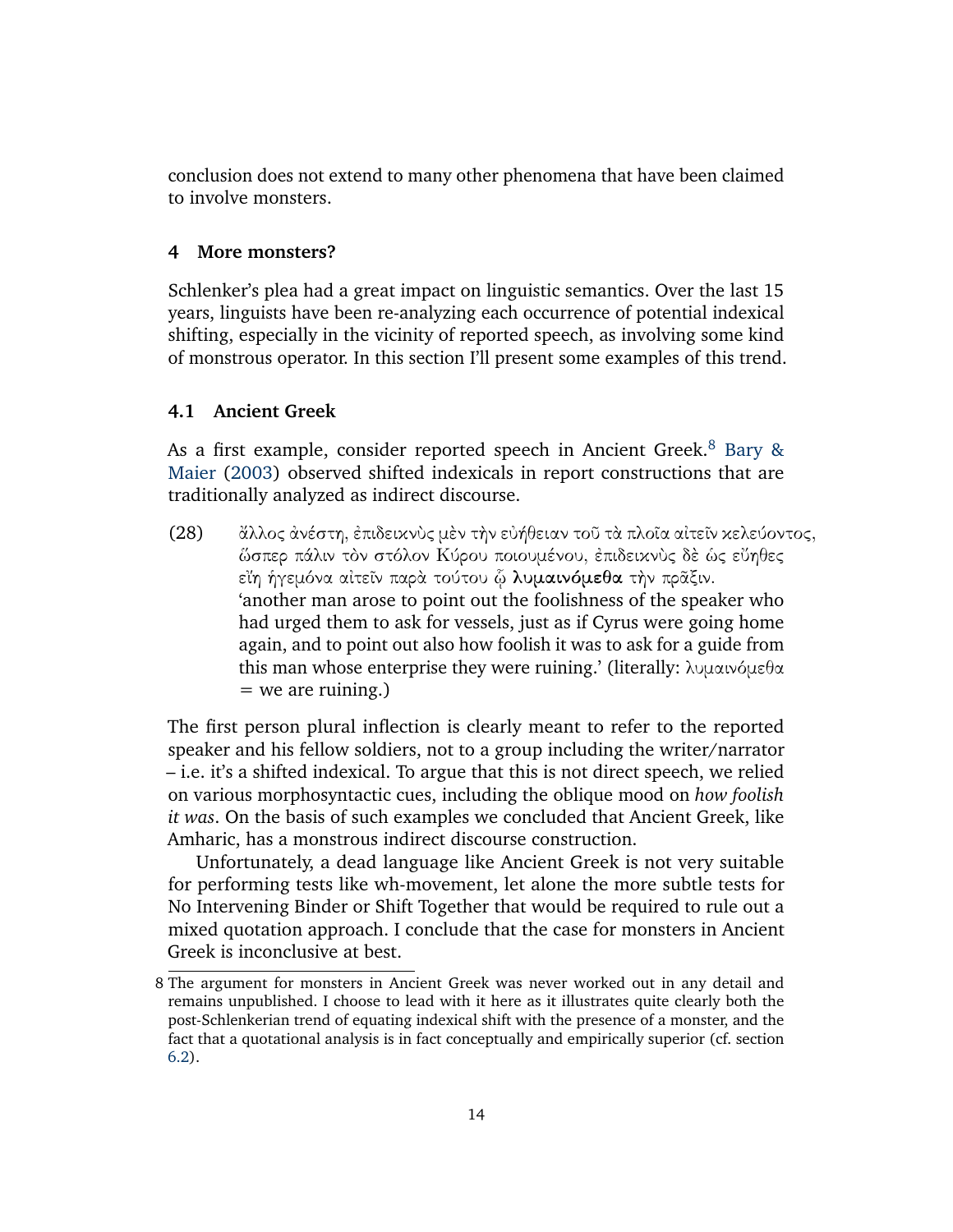conclusion does not extend to many other phenomena that have been claimed to involve monsters.

## 4 More monsters?

Schlenker's plea had a great impact on linguistic semantics. Over the last 15 years, linguists have been re-analyzing each occurrence of potential indexical shifting, especially in the vicinity of reported speech, as involving some kind of monstrous operator. In this section I'll present some examples of this trend.

### 4.1 Ancient Greek

As a first example, consider reported speech in Ancient Greek.[8] Bary & Maier (2003) observed shifted indexicals in report constructions that are traditionally analyzed as indirect discourse.

(28) ἄλλος ἀνέστη, ἐπιδεικνὺς μὲν τὴν εὐήθειαν τοῦ τὰ πλοῖα αἰτεῖν κελεύοντος, ὥσπερ πάλιν τὸν στόλον Κύρου ποιουμένου, ἐπιδεικνὺς δὲ ὡς εὔηθες εἴη ἡγεμόνα αἰτεῖν παρὰ τούτου ᾧ **λυμαινόμεθα** τὴν πρᾶξιν.
'another man arose to point out the foolishness of the speaker who had urged them to ask for vessels, just as if Cyrus were going home again, and to point out also how foolish it was to ask for a guide from this man whose enterprise they were ruining.' (literally: λυμαινόμεθα = we are ruining.)

The first person plural inflection is clearly meant to refer to the reported speaker and his fellow soldiers, not to a group including the writer/narrator – i.e. it's a shifted indexical. To argue that this is not direct speech, we relied on various morphosyntactic cues, including the oblique mood on *how foolish it was*. On the basis of such examples we concluded that Ancient Greek, like Amharic, has a monstrous indirect discourse construction.

Unfortunately, a dead language like Ancient Greek is not very suitable for performing tests like wh-movement, let alone the more subtle tests for No Intervening Binder or Shift Together that would be required to rule out a mixed quotation approach. I conclude that the case for monsters in Ancient Greek is inconclusive at best.

[8] The argument for monsters in Ancient Greek was never worked out in any detail and remains unpublished. I choose to lead with it here as it illustrates quite clearly both the post-Schlenkerian trend of equating indexical shift with the presence of a monster, and the fact that a quotational analysis is in fact conceptually and empirically superior (cf. section 6.2).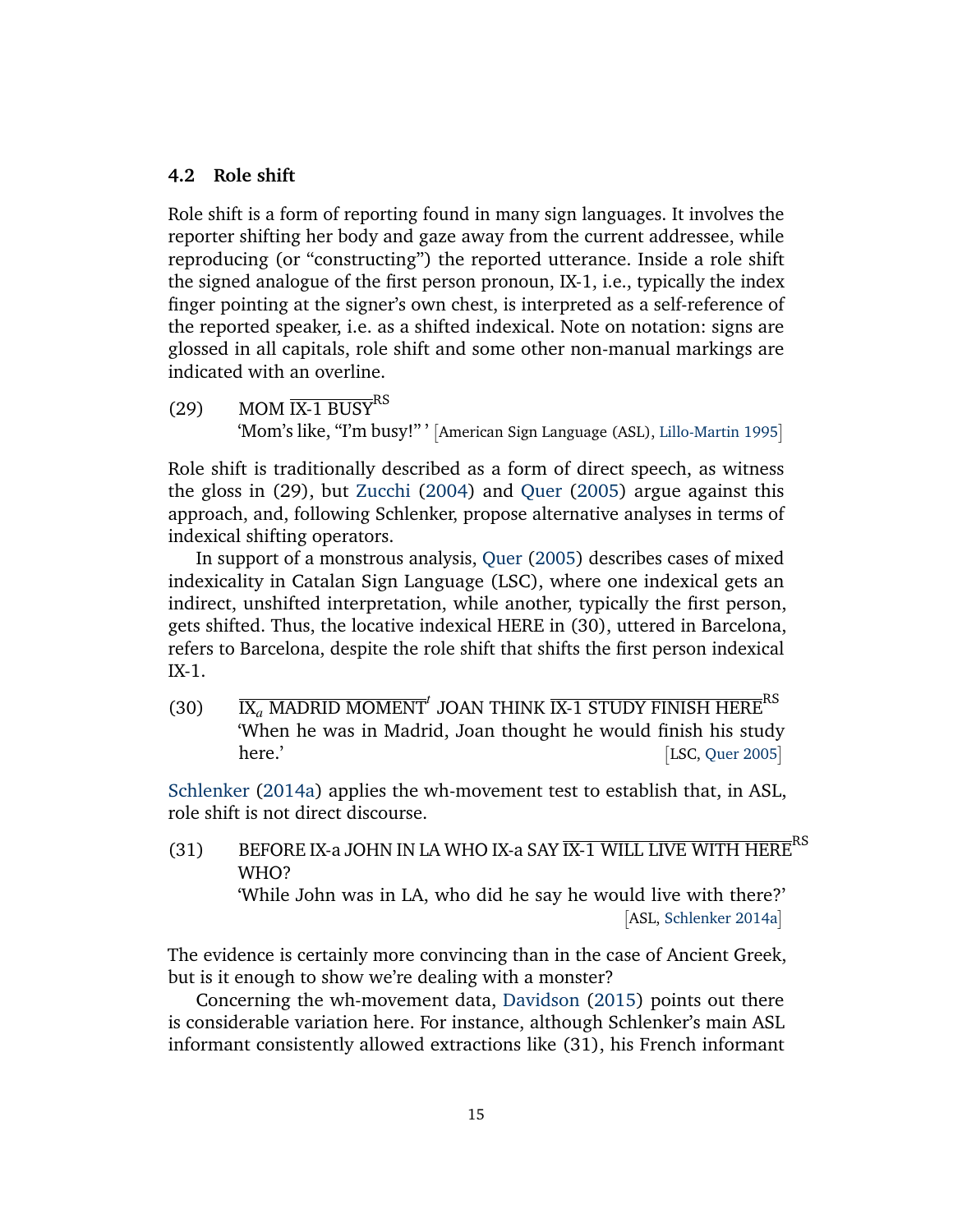### 4.2 Role shift

Role shift is a form of reporting found in many sign languages. It involves the reporter shifting her body and gaze away from the current addressee, while reproducing (or "constructing") the reported utterance. Inside a role shift the signed analogue of the first person pronoun, IX-1, i.e., typically the index finger pointing at the signer's own chest, is interpreted as a self-reference of the reported speaker, i.e. as a shifted indexical. Note on notation: signs are glossed in all capitals, role shift and some other non-manual markings are indicated with an overline.

(29) MOM $\overline{\text{IX-1 BUSY}}^{\text{RS}}$
'Mom's like, "I'm busy!" ' [American Sign Language (ASL), Lillo-Martin 1995]

Role shift is traditionally described as a form of direct speech, as witness the gloss in (29), but Zucchi (2004) and Quer (2005) argue against this approach, and, following Schlenker, propose alternative analyses in terms of indexical shifting operators.

In support of a monstrous analysis, Quer (2005) describes cases of mixed indexicality in Catalan Sign Language (LSC), where one indexical gets an indirect, unshifted interpretation, while another, typically the first person, gets shifted. Thus, the locative indexical HERE in (30), uttered in Barcelona, refers to Barcelona, despite the role shift that shifts the first person indexical IX-1.

(30) $\overline{\text{IX}_a\text{ MADRID MOMENT}}^{t}$ JOAN THINK $\overline{\text{IX-1 STUDY FINISH HERE}}^{\text{RS}}$
'When he was in Madrid, Joan thought he would finish his study here.' [LSC, Quer 2005]

Schlenker (2014a) applies the wh-movement test to establish that, in ASL, role shift is not direct discourse.

(31) BEFORE IX-a JOHN IN LA WHO IX-a SAY $\overline{\text{IX-1 WILL LIVE WITH HERE}}^{\text{RS}}$ WHO?
'While John was in LA, who did he say he would live with there?' [ASL, Schlenker 2014a]

The evidence is certainly more convincing than in the case of Ancient Greek, but is it enough to show we're dealing with a monster?

Concerning the wh-movement data, Davidson (2015) points out there is considerable variation here. For instance, although Schlenker's main ASL informant consistently allowed extractions like (31), his French informant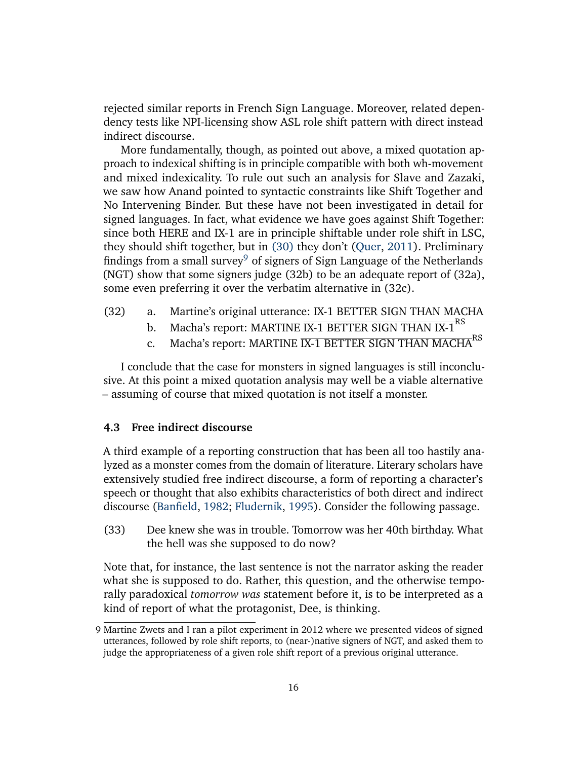rejected similar reports in French Sign Language. Moreover, related dependency tests like NPI-licensing show ASL role shift pattern with direct instead indirect discourse.

More fundamentally, though, as pointed out above, a mixed quotation approach to indexical shifting is in principle compatible with both wh-movement and mixed indexicality. To rule out such an analysis for Slave and Zazaki, we saw how Anand pointed to syntactic constraints like Shift Together and No Intervening Binder. But these have not been investigated in detail for signed languages. In fact, what evidence we have goes against Shift Together: since both HERE and IX-1 are in principle shiftable under role shift in LSC, they should shift together, but in (30) they don't (Quer, 2011). Preliminary findings from a small survey[9] of signers of Sign Language of the Netherlands (NGT) show that some signers judge (32b) to be an adequate report of (32a), some even preferring it over the verbatim alternative in (32c).

(32) a. Martine's original utterance: IX-1 BETTER SIGN THAN MACHA
b. Macha's report: MARTINE $\overline{\text{IX-1 BETTER SIGN THAN IX-1}}^{\text{RS}}$
c. Macha's report: MARTINE $\overline{\text{IX-1 BETTER SIGN THAN MACHA}}^{\text{RS}}$

I conclude that the case for monsters in signed languages is still inconclusive. At this point a mixed quotation analysis may well be a viable alternative – assuming of course that mixed quotation is not itself a monster.

### 4.3 Free indirect discourse

A third example of a reporting construction that has been all too hastily analyzed as a monster comes from the domain of literature. Literary scholars have extensively studied free indirect discourse, a form of reporting a character's speech or thought that also exhibits characteristics of both direct and indirect discourse (Banfield, 1982; Fludernik, 1995). Consider the following passage.

(33) Dee knew she was in trouble. Tomorrow was her 40th birthday. What the hell was she supposed to do now?

Note that, for instance, the last sentence is not the narrator asking the reader what she is supposed to do. Rather, this question, and the otherwise temporally paradoxical *tomorrow was* statement before it, is to be interpreted as a kind of report of what the protagonist, Dee, is thinking.

9 Martine Zwets and I ran a pilot experiment in 2012 where we presented videos of signed utterances, followed by role shift reports, to (near-)native signers of NGT, and asked them to judge the appropriateness of a given role shift report of a previous original utterance.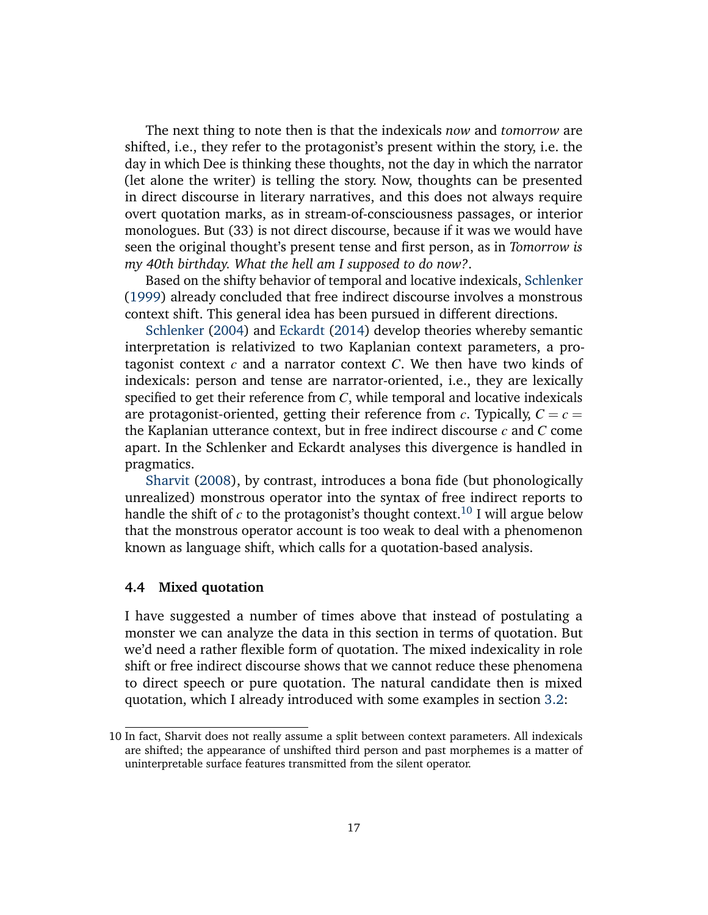The next thing to note then is that the indexicals *now* and *tomorrow* are shifted, i.e., they refer to the protagonist's present within the story, i.e. the day in which Dee is thinking these thoughts, not the day in which the narrator (let alone the writer) is telling the story. Now, thoughts can be presented in direct discourse in literary narratives, and this does not always require overt quotation marks, as in stream-of-consciousness passages, or interior monologues. But (33) is not direct discourse, because if it was we would have seen the original thought's present tense and first person, as in *Tomorrow is my 40th birthday. What the hell am I supposed to do now?*.

Based on the shifty behavior of temporal and locative indexicals, Schlenker (1999) already concluded that free indirect discourse involves a monstrous context shift. This general idea has been pursued in different directions.

Schlenker (2004) and Eckardt (2014) develop theories whereby semantic interpretation is relativized to two Kaplanian context parameters, a protagonist context $c$ and a narrator context $C$. We then have two kinds of indexicals: person and tense are narrator-oriented, i.e., they are lexically specified to get their reference from $C$, while temporal and locative indexicals are protagonist-oriented, getting their reference from $c$. Typically, $C = c =$ the Kaplanian utterance context, but in free indirect discourse $c$ and $C$ come apart. In the Schlenker and Eckardt analyses this divergence is handled in pragmatics.

Sharvit (2008), by contrast, introduces a bona fide (but phonologically unrealized) monstrous operator into the syntax of free indirect reports to handle the shift of $c$ to the protagonist's thought context.[10] I will argue below that the monstrous operator account is too weak to deal with a phenomenon known as language shift, which calls for a quotation-based analysis.

### 4.4 Mixed quotation

I have suggested a number of times above that instead of postulating a monster we can analyze the data in this section in terms of quotation. But we'd need a rather flexible form of quotation. The mixed indexicality in role shift or free indirect discourse shows that we cannot reduce these phenomena to direct speech or pure quotation. The natural candidate then is mixed quotation, which I already introduced with some examples in section 3.2:

---

10 In fact, Sharvit does not really assume a split between context parameters. All indexicals are shifted; the appearance of unshifted third person and past morphemes is a matter of uninterpretable surface features transmitted from the silent operator.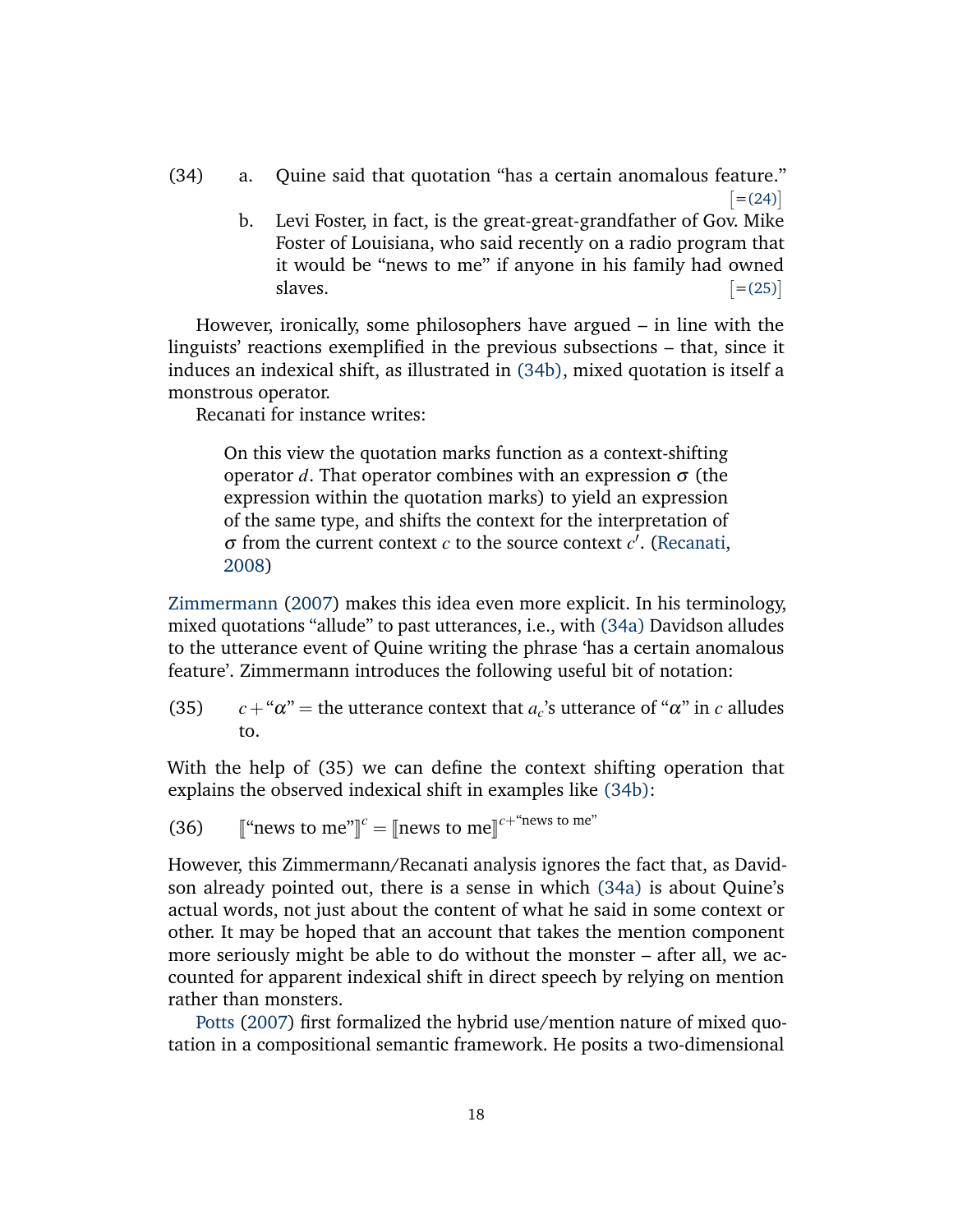(34) a. Quine said that quotation "has a certain anomalous feature." [=(24)]

b. Levi Foster, in fact, is the great-great-grandfather of Gov. Mike Foster of Louisiana, who said recently on a radio program that it would be "news to me" if anyone in his family had owned slaves. [=(25)]

However, ironically, some philosophers have argued – in line with the linguists' reactions exemplified in the previous subsections – that, since it induces an indexical shift, as illustrated in (34b), mixed quotation is itself a monstrous operator.

Recanati for instance writes:

> On this view the quotation marks function as a context-shifting operator $d$. That operator combines with an expression $\sigma$ (the expression within the quotation marks) to yield an expression of the same type, and shifts the context for the interpretation of $\sigma$ from the current context $c$ to the source context $c'$. (Recanati, 2008)

Zimmermann (2007) makes this idea even more explicit. In his terminology, mixed quotations "allude" to past utterances, i.e., with (34a) Davidson alludes to the utterance event of Quine writing the phrase 'has a certain anomalous feature'. Zimmermann introduces the following useful bit of notation:

(35) $c + \text{“}\alpha\text{”}$ = the utterance context that $a_c$'s utterance of "$\alpha$" in $c$ alludes to.

With the help of (35) we can define the context shifting operation that explains the observed indexical shift in examples like (34b):

(36) $[\![\text{“news to me”}]\!]^c = [\![\text{news to me}]\!]^{c+\text{“news to me”}}$

However, this Zimmermann/Recanati analysis ignores the fact that, as Davidson already pointed out, there is a sense in which (34a) is about Quine's actual words, not just about the content of what he said in some context or other. It may be hoped that an account that takes the mention component more seriously might be able to do without the monster – after all, we accounted for apparent indexical shift in direct speech by relying on mention rather than monsters.

Potts (2007) first formalized the hybrid use/mention nature of mixed quotation in a compositional semantic framework. He posits a two-dimensional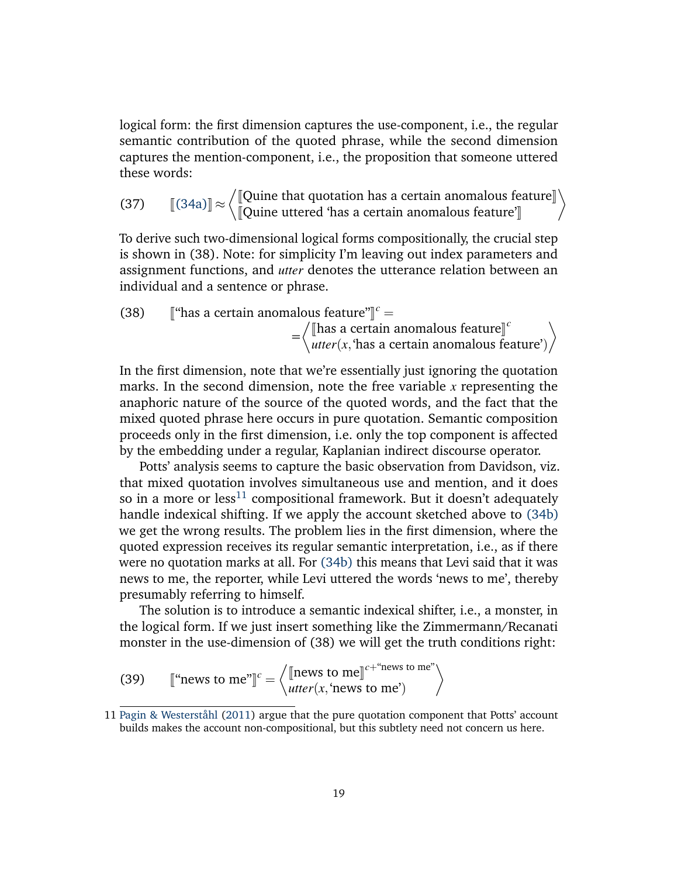logical form: the first dimension captures the use-component, i.e., the regular semantic contribution of the quoted phrase, while the second dimension captures the mention-component, i.e., the proposition that someone uttered these words:

(37) $$[\![\text{(34a)}]\!] \approx \left\langle \begin{array}{l} [\![\text{Quine that quotation has a certain anomalous feature}]\!] \\ [\![\text{Quine uttered `has a certain anomalous feature'}]\!] \end{array} \right\rangle$$

To derive such two-dimensional logical forms compositionally, the crucial step is shown in (38). Note: for simplicity I'm leaving out index parameters and assignment functions, and *utter* denotes the utterance relation between an individual and a sentence or phrase.

(38) $$[\![\text{``has a certain anomalous feature''}]\!]^c = \\ = \left\langle \begin{array}{l} [\![\text{has a certain anomalous feature}]\!]^c \\ \mathit{utter}(x, \text{`has a certain anomalous feature'}) \end{array} \right\rangle$$

In the first dimension, note that we're essentially just ignoring the quotation marks. In the second dimension, note the free variable $x$ representing the anaphoric nature of the source of the quoted words, and the fact that the mixed quoted phrase here occurs in pure quotation. Semantic composition proceeds only in the first dimension, i.e. only the top component is affected by the embedding under a regular, Kaplanian indirect discourse operator.

Potts' analysis seems to capture the basic observation from Davidson, viz. that mixed quotation involves simultaneous use and mention, and it does so in a more or less[11] compositional framework. But it doesn't adequately handle indexical shifting. If we apply the account sketched above to (34b) we get the wrong results. The problem lies in the first dimension, where the quoted expression receives its regular semantic interpretation, i.e., as if there were no quotation marks at all. For (34b) this means that Levi said that it was news to me, the reporter, while Levi uttered the words 'news to me', thereby presumably referring to himself.

The solution is to introduce a semantic indexical shifter, i.e., a monster, in the logical form. If we just insert something like the Zimmermann/Recanati monster in the use-dimension of (38) we will get the truth conditions right:

(39) $$[\![\text{``news to me''}]\!]^c = \left\langle \begin{array}{l} [\![\text{news to me}]\!]^{c+\text{``news to me''}} \\ \mathit{utter}(x, \text{`news to me'}) \end{array} \right\rangle$$

11 Pagin & Westerståhl (2011) argue that the pure quotation component that Potts' account builds makes the account non-compositional, but this subtlety need not concern us here.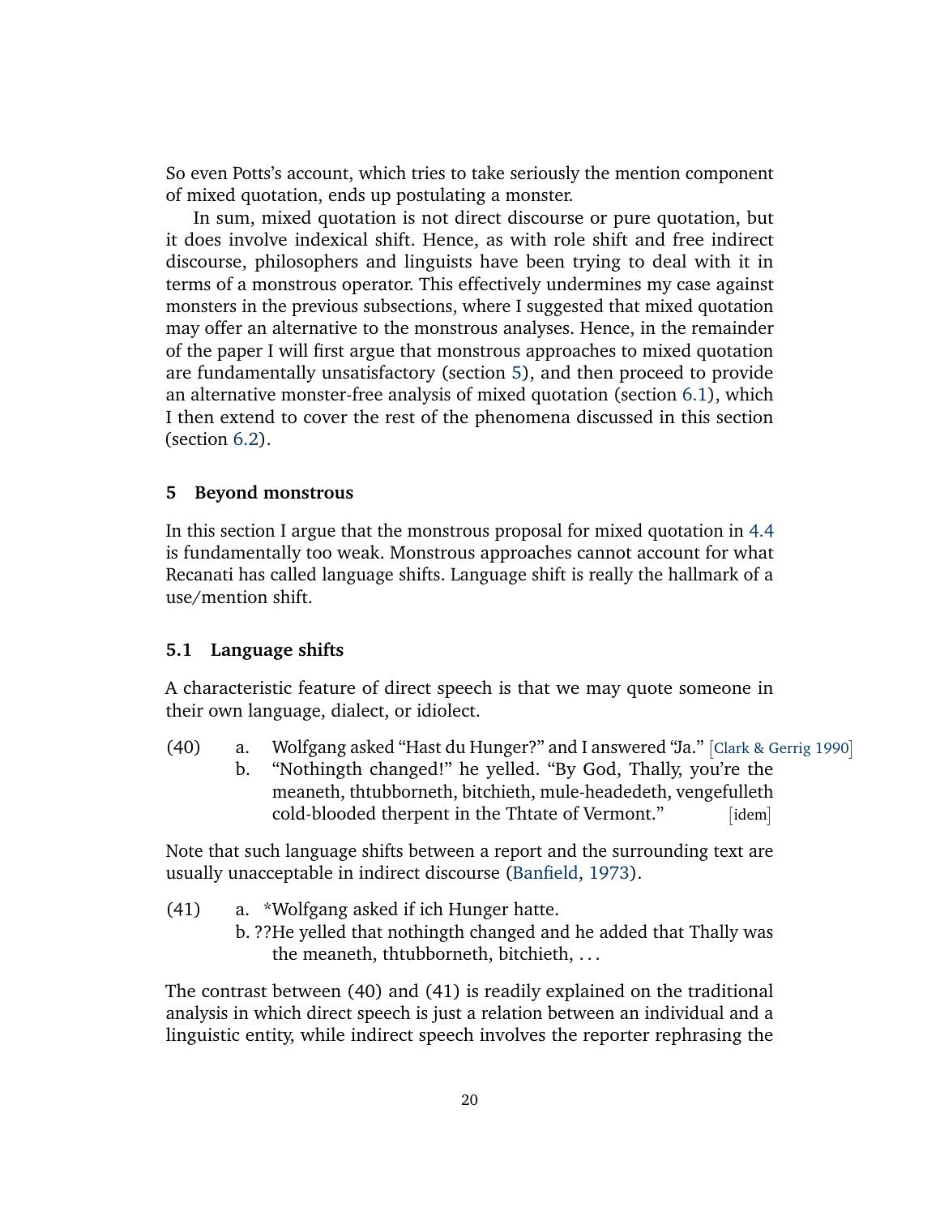So even Potts's account, which tries to take seriously the mention component of mixed quotation, ends up postulating a monster.

In sum, mixed quotation is not direct discourse or pure quotation, but it does involve indexical shift. Hence, as with role shift and free indirect discourse, philosophers and linguists have been trying to deal with it in terms of a monstrous operator. This effectively undermines my case against monsters in the previous subsections, where I suggested that mixed quotation may offer an alternative to the monstrous analyses. Hence, in the remainder of the paper I will first argue that monstrous approaches to mixed quotation are fundamentally unsatisfactory (section 5), and then proceed to provide an alternative monster-free analysis of mixed quotation (section 6.1), which I then extend to cover the rest of the phenomena discussed in this section (section 6.2).

## 5 Beyond monstrous

In this section I argue that the monstrous proposal for mixed quotation in 4.4 is fundamentally too weak. Monstrous approaches cannot account for what Recanati has called language shifts. Language shift is really the hallmark of a use/mention shift.

### 5.1 Language shifts

A characteristic feature of direct speech is that we may quote someone in their own language, dialect, or idiolect.

(40) a. Wolfgang asked "Hast du Hunger?" and I answered "Ja." [Clark & Gerrig 1990]
b. "Nothingth changed!" he yelled. "By God, Thally, you're the meaneth, thtubborneth, bitchieth, mule-headedeth, vengefulleth cold-blooded therpent in the Thtate of Vermont." [idem]

Note that such language shifts between a report and the surrounding text are usually unacceptable in indirect discourse (Banfield, 1973).

(41) a. *Wolfgang asked if ich Hunger hatte.
b. ??He yelled that nothingth changed and he added that Thally was the meaneth, thtubborneth, bitchieth, ...

The contrast between (40) and (41) is readily explained on the traditional analysis in which direct speech is just a relation between an individual and a linguistic entity, while indirect speech involves the reporter rephrasing the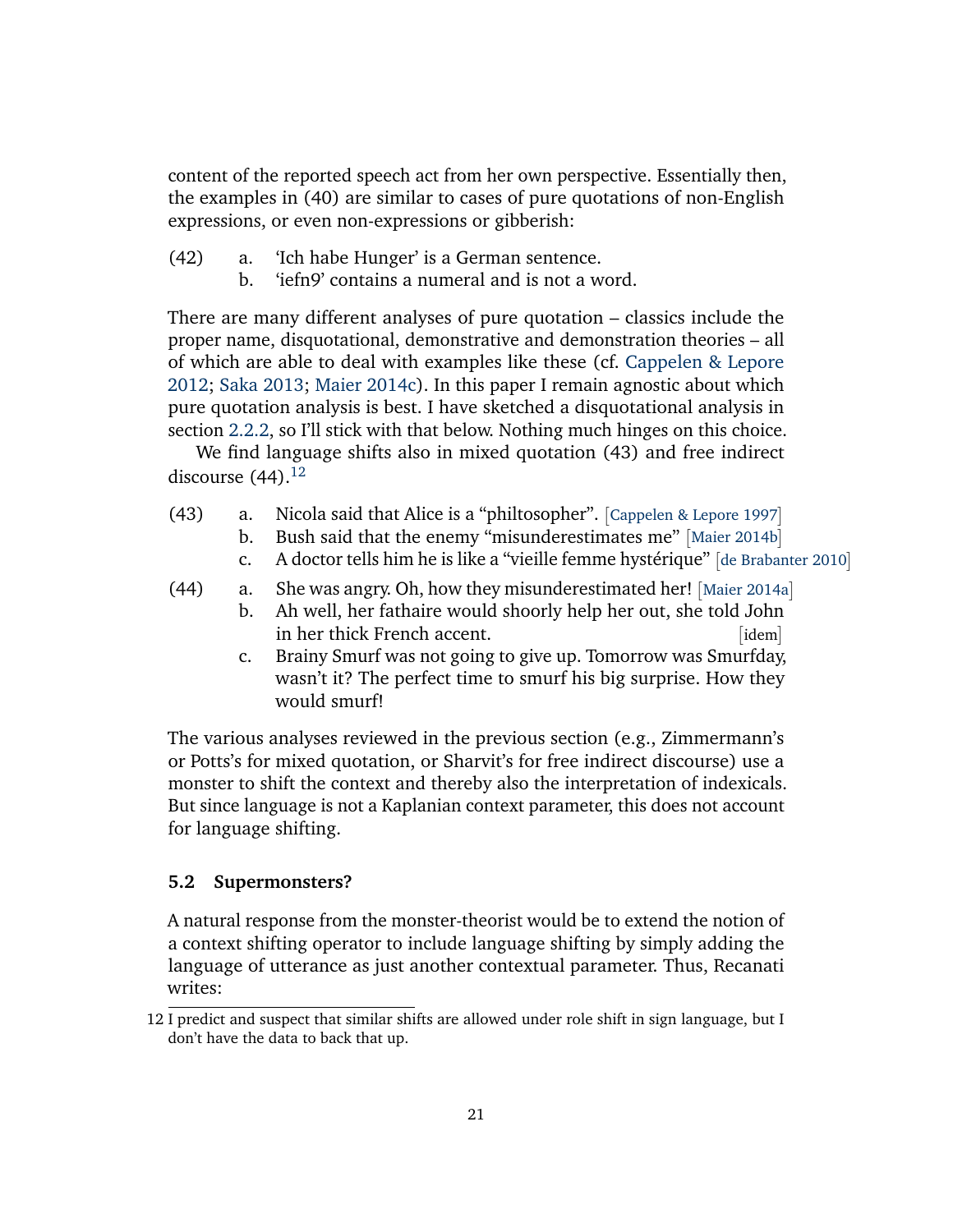content of the reported speech act from her own perspective. Essentially then, the examples in (40) are similar to cases of pure quotations of non-English expressions, or even non-expressions or gibberish:

(42) a. 'Ich habe Hunger' is a German sentence.
  b. 'iefn9' contains a numeral and is not a word.

There are many different analyses of pure quotation – classics include the proper name, disquotational, demonstrative and demonstration theories – all of which are able to deal with examples like these (cf. Cappelen & Lepore 2012; Saka 2013; Maier 2014c). In this paper I remain agnostic about which pure quotation analysis is best. I have sketched a disquotational analysis in section 2.2.2, so I'll stick with that below. Nothing much hinges on this choice.

We find language shifts also in mixed quotation (43) and free indirect discourse (44).[12]

(43) a. Nicola said that Alice is a "philtosopher". [Cappelen & Lepore 1997]
  b. Bush said that the enemy "misunderestimates me" [Maier 2014b]
  c. A doctor tells him he is like a "vieille femme hystérique" [de Brabanter 2010]

(44) a. She was angry. Oh, how they misunderestimated her! [Maier 2014a]
  b. Ah well, her fathaire would shoorly help her out, she told John in her thick French accent. [idem]
  c. Brainy Smurf was not going to give up. Tomorrow was Smurfday, wasn't it? The perfect time to smurf his big surprise. How they would smurf!

The various analyses reviewed in the previous section (e.g., Zimmermann's or Potts's for mixed quotation, or Sharvit's for free indirect discourse) use a monster to shift the context and thereby also the interpretation of indexicals. But since language is not a Kaplanian context parameter, this does not account for language shifting.

### 5.2 Supermonsters?

A natural response from the monster-theorist would be to extend the notion of a context shifting operator to include language shifting by simply adding the language of utterance as just another contextual parameter. Thus, Recanati writes:

12 I predict and suspect that similar shifts are allowed under role shift in sign language, but I don't have the data to back that up.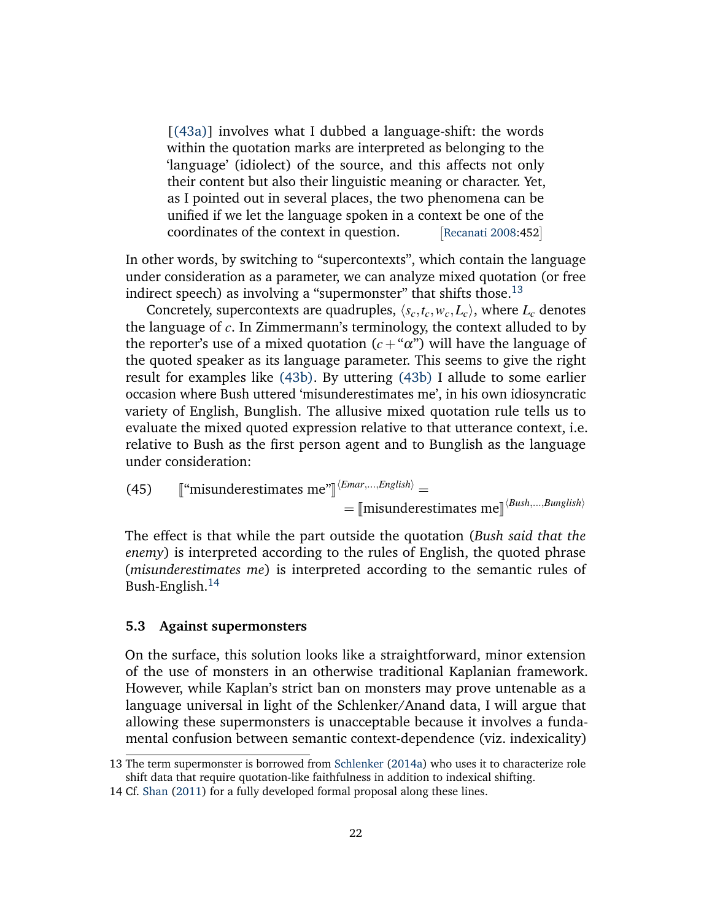> [(43a)] involves what I dubbed a language-shift: the words within the quotation marks are interpreted as belonging to the 'language' (idiolect) of the source, and this affects not only their content but also their linguistic meaning or character. Yet, as I pointed out in several places, the two phenomena can be unified if we let the language spoken in a context be one of the coordinates of the context in question. [Recanati 2008:452]

In other words, by switching to "supercontexts", which contain the language under consideration as a parameter, we can analyze mixed quotation (or free indirect speech) as involving a "supermonster" that shifts those.[13]

Concretely, supercontexts are quadruples, $\langle s_c, t_c, w_c, L_c \rangle$, where $L_c$ denotes the language of $c$. In Zimmermann's terminology, the context alluded to by the reporter's use of a mixed quotation ($c + \text{“}\alpha\text{”}$) will have the language of the quoted speaker as its language parameter. This seems to give the right result for examples like (43b). By uttering (43b) I allude to some earlier occasion where Bush uttered 'misunderestimates me', in his own idiosyncratic variety of English, Bunglish. The allusive mixed quotation rule tells us to evaluate the mixed quoted expression relative to that utterance context, i.e. relative to Bush as the first person agent and to Bunglish as the language under consideration:

(45) $$[\![\text{“misunderestimates me”}]\!]^{\langle Emar,\ldots,English \rangle} = \\ = [\![\text{misunderestimates me}]\!]^{\langle Bush,\ldots,Bunglish \rangle}$$

The effect is that while the part outside the quotation (*Bush said that the enemy*) is interpreted according to the rules of English, the quoted phrase (*misunderestimates me*) is interpreted according to the semantic rules of Bush-English.[14]

### 5.3 Against supermonsters

On the surface, this solution looks like a straightforward, minor extension of the use of monsters in an otherwise traditional Kaplanian framework. However, while Kaplan's strict ban on monsters may prove untenable as a language universal in light of the Schlenker/Anand data, I will argue that allowing these supermonsters is unacceptable because it involves a fundamental confusion between semantic context-dependence (viz. indexicality)

13 The term supermonster is borrowed from Schlenker (2014a) who uses it to characterize role shift data that require quotation-like faithfulness in addition to indexical shifting.

14 Cf. Shan (2011) for a fully developed formal proposal along these lines.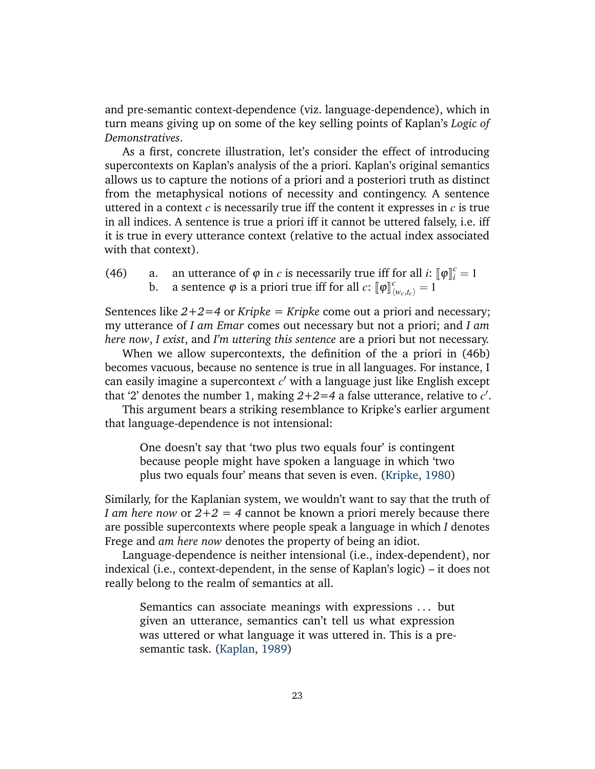and pre-semantic context-dependence (viz. language-dependence), which in turn means giving up on some of the key selling points of Kaplan's *Logic of Demonstratives*.

As a first, concrete illustration, let's consider the effect of introducing supercontexts on Kaplan's analysis of the a priori. Kaplan's original semantics allows us to capture the notions of a priori and a posteriori truth as distinct from the metaphysical notions of necessity and contingency. A sentence uttered in a context $c$ is necessarily true iff the content it expresses in $c$ is true in all indices. A sentence is true a priori iff it cannot be uttered falsely, i.e. iff it is true in every utterance context (relative to the actual index associated with that context).

(46) a. an utterance of $\varphi$ in $c$ is necessarily true iff for all $i$: $[\![\varphi]\!]^c_i = 1$
  b. a sentence $\varphi$ is a priori true iff for all $c$: $[\![\varphi]\!]^c_{\langle w_c, t_c \rangle} = 1$

Sentences like *2+2=4* or *Kripke = Kripke* come out a priori and necessary; my utterance of *I am Emar* comes out necessary but not a priori; and *I am here now*, *I exist*, and *I'm uttering this sentence* are a priori but not necessary.

When we allow supercontexts, the definition of the a priori in (46b) becomes vacuous, because no sentence is true in all languages. For instance, I can easily imagine a supercontext $c'$ with a language just like English except that '2' denotes the number 1, making *2+2=4* a false utterance, relative to $c'$.

This argument bears a striking resemblance to Kripke's earlier argument that language-dependence is not intensional:

> One doesn't say that 'two plus two equals four' is contingent because people might have spoken a language in which 'two plus two equals four' means that seven is even. (Kripke, 1980)

Similarly, for the Kaplanian system, we wouldn't want to say that the truth of *I am here now* or *2+2 = 4* cannot be known a priori merely because there are possible supercontexts where people speak a language in which *I* denotes Frege and *am here now* denotes the property of being an idiot.

Language-dependence is neither intensional (i.e., index-dependent), nor indexical (i.e., context-dependent, in the sense of Kaplan's logic) – it does not really belong to the realm of semantics at all.

> Semantics can associate meanings with expressions . . . but given an utterance, semantics can't tell us what expression was uttered or what language it was uttered in. This is a pre-semantic task. (Kaplan, 1989)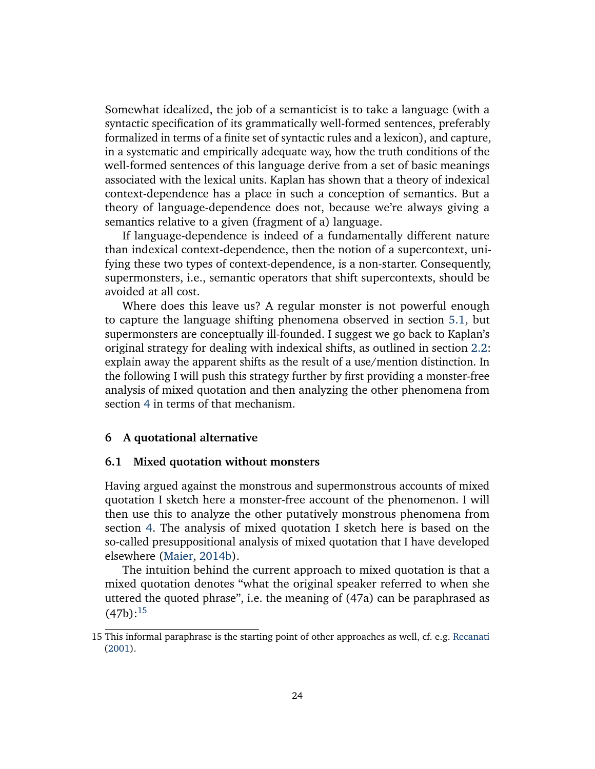Somewhat idealized, the job of a semanticist is to take a language (with a syntactic specification of its grammatically well-formed sentences, preferably formalized in terms of a finite set of syntactic rules and a lexicon), and capture, in a systematic and empirically adequate way, how the truth conditions of the well-formed sentences of this language derive from a set of basic meanings associated with the lexical units. Kaplan has shown that a theory of indexical context-dependence has a place in such a conception of semantics. But a theory of language-dependence does not, because we're always giving a semantics relative to a given (fragment of a) language.

If language-dependence is indeed of a fundamentally different nature than indexical context-dependence, then the notion of a supercontext, unifying these two types of context-dependence, is a non-starter. Consequently, supermonsters, i.e., semantic operators that shift supercontexts, should be avoided at all cost.

Where does this leave us? A regular monster is not powerful enough to capture the language shifting phenomena observed in section 5.1, but supermonsters are conceptually ill-founded. I suggest we go back to Kaplan's original strategy for dealing with indexical shifts, as outlined in section 2.2: explain away the apparent shifts as the result of a use/mention distinction. In the following I will push this strategy further by first providing a monster-free analysis of mixed quotation and then analyzing the other phenomena from section 4 in terms of that mechanism.

## 6 A quotational alternative

### 6.1 Mixed quotation without monsters

Having argued against the monstrous and supermonstrous accounts of mixed quotation I sketch here a monster-free account of the phenomenon. I will then use this to analyze the other putatively monstrous phenomena from section 4. The analysis of mixed quotation I sketch here is based on the so-called presuppositional analysis of mixed quotation that I have developed elsewhere (Maier, 2014b).

The intuition behind the current approach to mixed quotation is that a mixed quotation denotes "what the original speaker referred to when she uttered the quoted phrase", i.e. the meaning of (47a) can be paraphrased as (47b):[15]

---

15 This informal paraphrase is the starting point of other approaches as well, cf. e.g. Recanati (2001).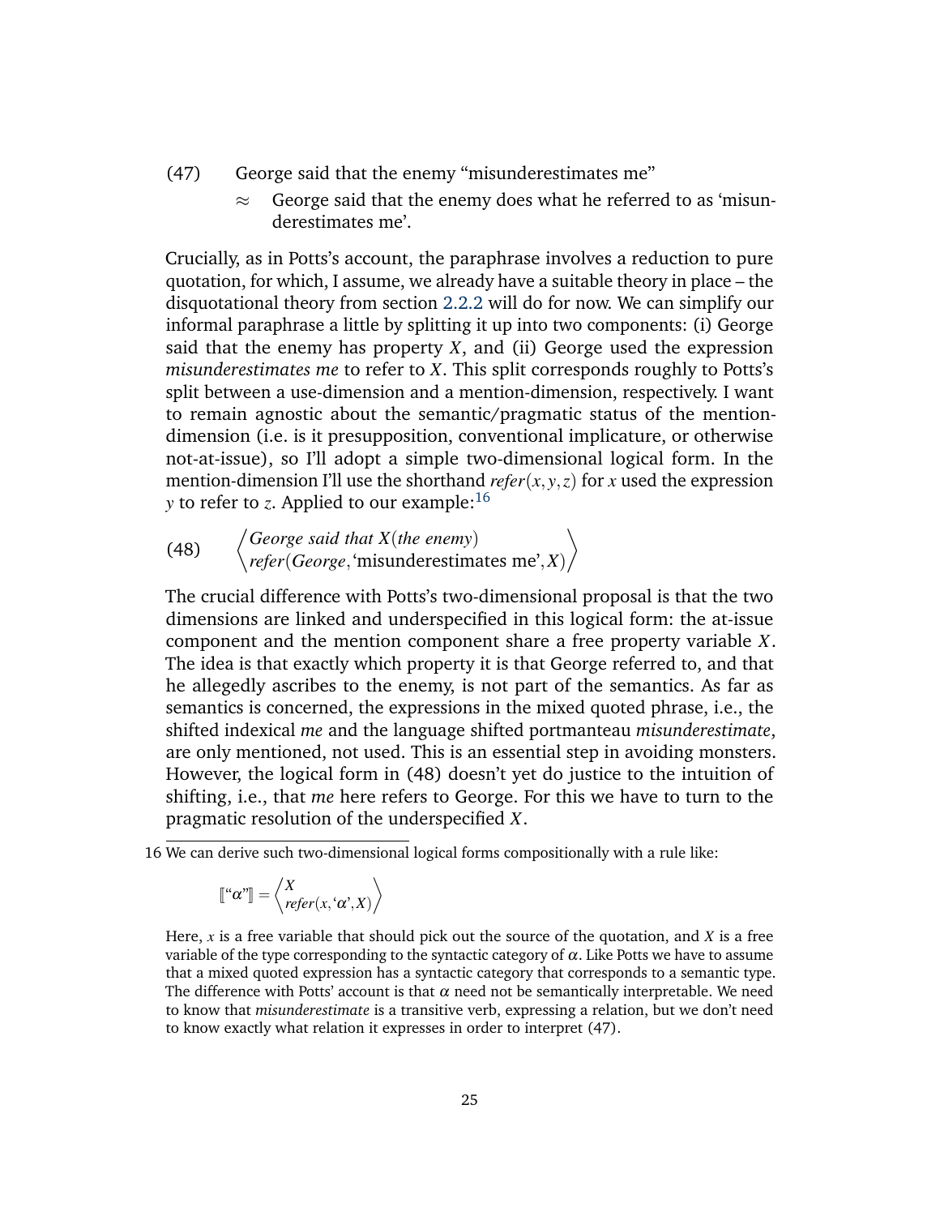(47) George said that the enemy “misunderestimates me”

≈ George said that the enemy does what he referred to as ‘misunderestimates me’.

Crucially, as in Potts’s account, the paraphrase involves a reduction to pure quotation, for which, I assume, we already have a suitable theory in place – the disquotational theory from section 2.2.2 will do for now. We can simplify our informal paraphrase a little by splitting it up into two components: (i) George said that the enemy has property $X$, and (ii) George used the expression *misunderestimates me* to refer to $X$. This split corresponds roughly to Potts’s split between a use-dimension and a mention-dimension, respectively. I want to remain agnostic about the semantic/pragmatic status of the mention-dimension (i.e. is it presupposition, conventional implicature, or otherwise not-at-issue), so I’ll adopt a simple two-dimensional logical form. In the mention-dimension I’ll use the shorthand $refer(x, y, z)$ for $x$ used the expression $y$ to refer to $z$. Applied to our example:[16]

(48) $$\left\langle \begin{array}{l} \textit{George said that } X(\textit{the enemy}) \\ \textit{refer}(\textit{George}, \text{‘misunderestimates me’}, X) \end{array} \right\rangle$$

The crucial difference with Potts’s two-dimensional proposal is that the two dimensions are linked and underspecified in this logical form: the at-issue component and the mention component share a free property variable $X$. The idea is that exactly which property it is that George referred to, and that he allegedly ascribes to the enemy, is not part of the semantics. As far as semantics is concerned, the expressions in the mixed quoted phrase, i.e., the shifted indexical *me* and the language shifted portmanteau *misunderestimate*, are only mentioned, not used. This is an essential step in avoiding monsters. However, the logical form in (48) doesn’t yet do justice to the intuition of shifting, i.e., that *me* here refers to George. For this we have to turn to the pragmatic resolution of the underspecified $X$.

---

16 We can derive such two-dimensional logical forms compositionally with a rule like:

$$[\![\text{“}\alpha\text{”}]\!] = \left\langle \begin{array}{l} X \\ \textit{refer}(x, \text{‘}\alpha\text{’}, X) \end{array} \right\rangle$$

Here, $x$ is a free variable that should pick out the source of the quotation, and $X$ is a free variable of the type corresponding to the syntactic category of $\alpha$. Like Potts we have to assume that a mixed quoted expression has a syntactic category that corresponds to a semantic type. The difference with Potts’ account is that $\alpha$ need not be semantically interpretable. We need to know that *misunderestimate* is a transitive verb, expressing a relation, but we don’t need to know exactly what relation it expresses in order to interpret (47).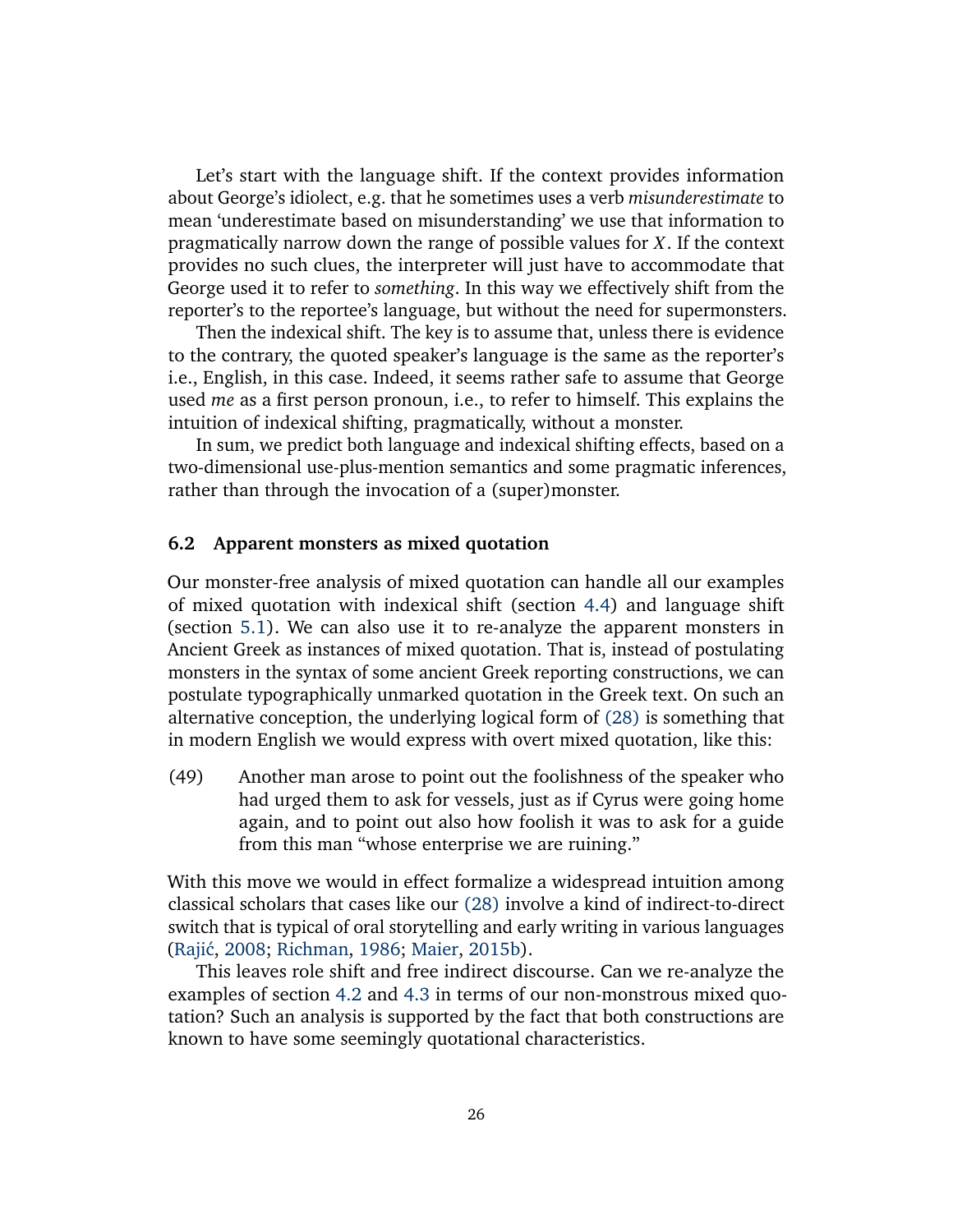Let's start with the language shift. If the context provides information about George's idiolect, e.g. that he sometimes uses a verb *misunderestimate* to mean 'underestimate based on misunderstanding' we use that information to pragmatically narrow down the range of possible values for $X$. If the context provides no such clues, the interpreter will just have to accommodate that George used it to refer to *something*. In this way we effectively shift from the reporter's to the reportee's language, but without the need for supermonsters.

Then the indexical shift. The key is to assume that, unless there is evidence to the contrary, the quoted speaker's language is the same as the reporter's i.e., English, in this case. Indeed, it seems rather safe to assume that George used *me* as a first person pronoun, i.e., to refer to himself. This explains the intuition of indexical shifting, pragmatically, without a monster.

In sum, we predict both language and indexical shifting effects, based on a two-dimensional use-plus-mention semantics and some pragmatic inferences, rather than through the invocation of a (super)monster.

### 6.2 Apparent monsters as mixed quotation

Our monster-free analysis of mixed quotation can handle all our examples of mixed quotation with indexical shift (section 4.4) and language shift (section 5.1). We can also use it to re-analyze the apparent monsters in Ancient Greek as instances of mixed quotation. That is, instead of postulating monsters in the syntax of some ancient Greek reporting constructions, we can postulate typographically unmarked quotation in the Greek text. On such an alternative conception, the underlying logical form of (28) is something that in modern English we would express with overt mixed quotation, like this:

(49) Another man arose to point out the foolishness of the speaker who had urged them to ask for vessels, just as if Cyrus were going home again, and to point out also how foolish it was to ask for a guide from this man "whose enterprise we are ruining."

With this move we would in effect formalize a widespread intuition among classical scholars that cases like our (28) involve a kind of indirect-to-direct switch that is typical of oral storytelling and early writing in various languages (Rajić, 2008; Richman, 1986; Maier, 2015b).

This leaves role shift and free indirect discourse. Can we re-analyze the examples of section 4.2 and 4.3 in terms of our non-monstrous mixed quotation? Such an analysis is supported by the fact that both constructions are known to have some seemingly quotational characteristics.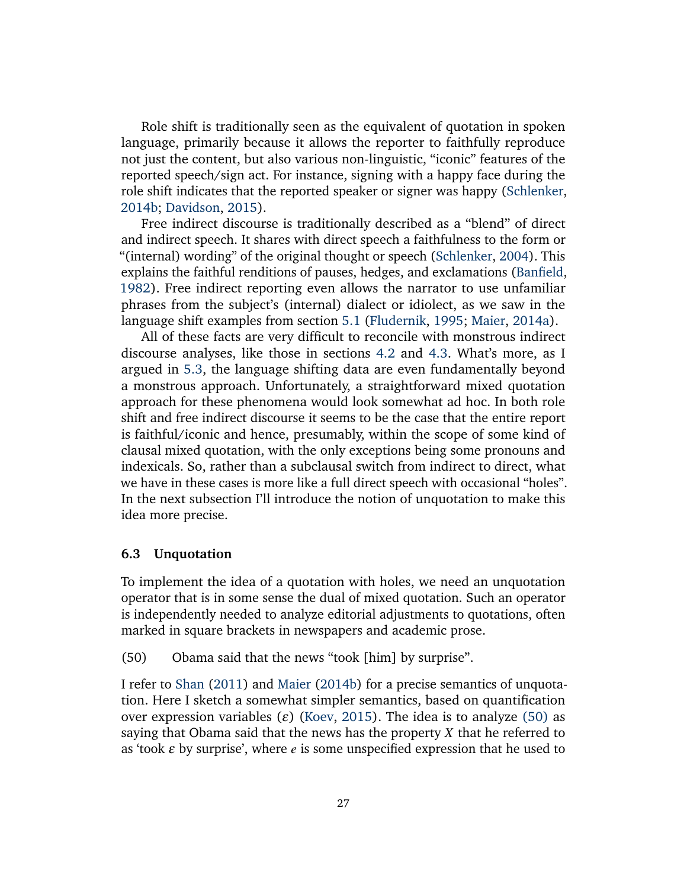Role shift is traditionally seen as the equivalent of quotation in spoken language, primarily because it allows the reporter to faithfully reproduce not just the content, but also various non-linguistic, "iconic" features of the reported speech/sign act. For instance, signing with a happy face during the role shift indicates that the reported speaker or signer was happy (Schlenker, 2014b; Davidson, 2015).

Free indirect discourse is traditionally described as a "blend" of direct and indirect speech. It shares with direct speech a faithfulness to the form or "(internal) wording" of the original thought or speech (Schlenker, 2004). This explains the faithful renditions of pauses, hedges, and exclamations (Banfield, 1982). Free indirect reporting even allows the narrator to use unfamiliar phrases from the subject's (internal) dialect or idiolect, as we saw in the language shift examples from section 5.1 (Fludernik, 1995; Maier, 2014a).

All of these facts are very difficult to reconcile with monstrous indirect discourse analyses, like those in sections 4.2 and 4.3. What's more, as I argued in 5.3, the language shifting data are even fundamentally beyond a monstrous approach. Unfortunately, a straightforward mixed quotation approach for these phenomena would look somewhat ad hoc. In both role shift and free indirect discourse it seems to be the case that the entire report is faithful/iconic and hence, presumably, within the scope of some kind of clausal mixed quotation, with the only exceptions being some pronouns and indexicals. So, rather than a subclausal switch from indirect to direct, what we have in these cases is more like a full direct speech with occasional "holes". In the next subsection I'll introduce the notion of unquotation to make this idea more precise.

### 6.3 Unquotation

To implement the idea of a quotation with holes, we need an unquotation operator that is in some sense the dual of mixed quotation. Such an operator is independently needed to analyze editorial adjustments to quotations, often marked in square brackets in newspapers and academic prose.

(50) Obama said that the news "took [him] by surprise".

I refer to Shan (2011) and Maier (2014b) for a precise semantics of unquotation. Here I sketch a somewhat simpler semantics, based on quantification over expression variables ($\varepsilon$) (Koev, 2015). The idea is to analyze (50) as saying that Obama said that the news has the property $X$ that he referred to as 'took $\varepsilon$ by surprise', where $e$ is some unspecified expression that he used to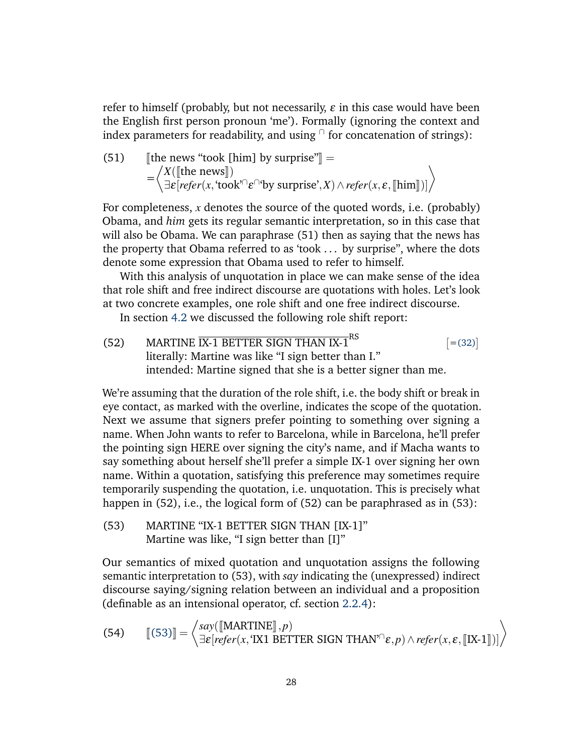refer to himself (probably, but not necessarily, $\varepsilon$ in this case would have been the English first person pronoun 'me'). Formally (ignoring the context and index parameters for readability, and using $^\cap$ for concatenation of strings):

(51) ⟦the news "took [him] by surprise"⟧ =

$$= \left\langle \begin{array}{l} X(\llbracket \text{the news} \rrbracket) \\ \exists \varepsilon [\mathit{refer}(x, \text{'took'}^\cap \varepsilon^\cap \text{'by surprise'}, X) \wedge \mathit{refer}(x, \varepsilon, \llbracket \text{him} \rrbracket)] \end{array} \right\rangle$$

For completeness, $x$ denotes the source of the quoted words, i.e. (probably) Obama, and *him* gets its regular semantic interpretation, so in this case that will also be Obama. We can paraphrase (51) then as saying that the news has the property that Obama referred to as 'took . . . by surprise", where the dots denote some expression that Obama used to refer to himself.

With this analysis of unquotation in place we can make sense of the idea that role shift and free indirect discourse are quotations with holes. Let's look at two concrete examples, one role shift and one free indirect discourse.

In section 4.2 we discussed the following role shift report:

(52) MARTINE $\overline{\text{IX-1 BETTER SIGN THAN IX-1}}^{\text{RS}}$ [=(32)]
literally: Martine was like "I sign better than I."
intended: Martine signed that she is a better signer than me.

We're assuming that the duration of the role shift, i.e. the body shift or break in eye contact, as marked with the overline, indicates the scope of the quotation. Next we assume that signers prefer pointing to something over signing a name. When John wants to refer to Barcelona, while in Barcelona, he'll prefer the pointing sign HERE over signing the city's name, and if Macha wants to say something about herself she'll prefer a simple IX-1 over signing her own name. Within a quotation, satisfying this preference may sometimes require temporarily suspending the quotation, i.e. unquotation. This is precisely what happen in (52), i.e., the logical form of (52) can be paraphrased as in (53):

(53) MARTINE "IX-1 BETTER SIGN THAN [IX-1]"
Martine was like, "I sign better than [I]"

Our semantics of mixed quotation and unquotation assigns the following semantic interpretation to (53), with *say* indicating the (unexpressed) indirect discourse saying/signing relation between an individual and a proposition (definable as an intensional operator, cf. section 2.2.4):

(54)
$$\llbracket (53) \rrbracket = \left\langle \begin{array}{l} \mathit{say}(\llbracket \text{MARTINE} \rrbracket, p) \\ \exists \varepsilon [\mathit{refer}(x, \text{'IX1 BETTER SIGN THAN'}^\cap \varepsilon, p) \wedge \mathit{refer}(x, \varepsilon, \llbracket \text{IX-1} \rrbracket)] \end{array} \right\rangle$$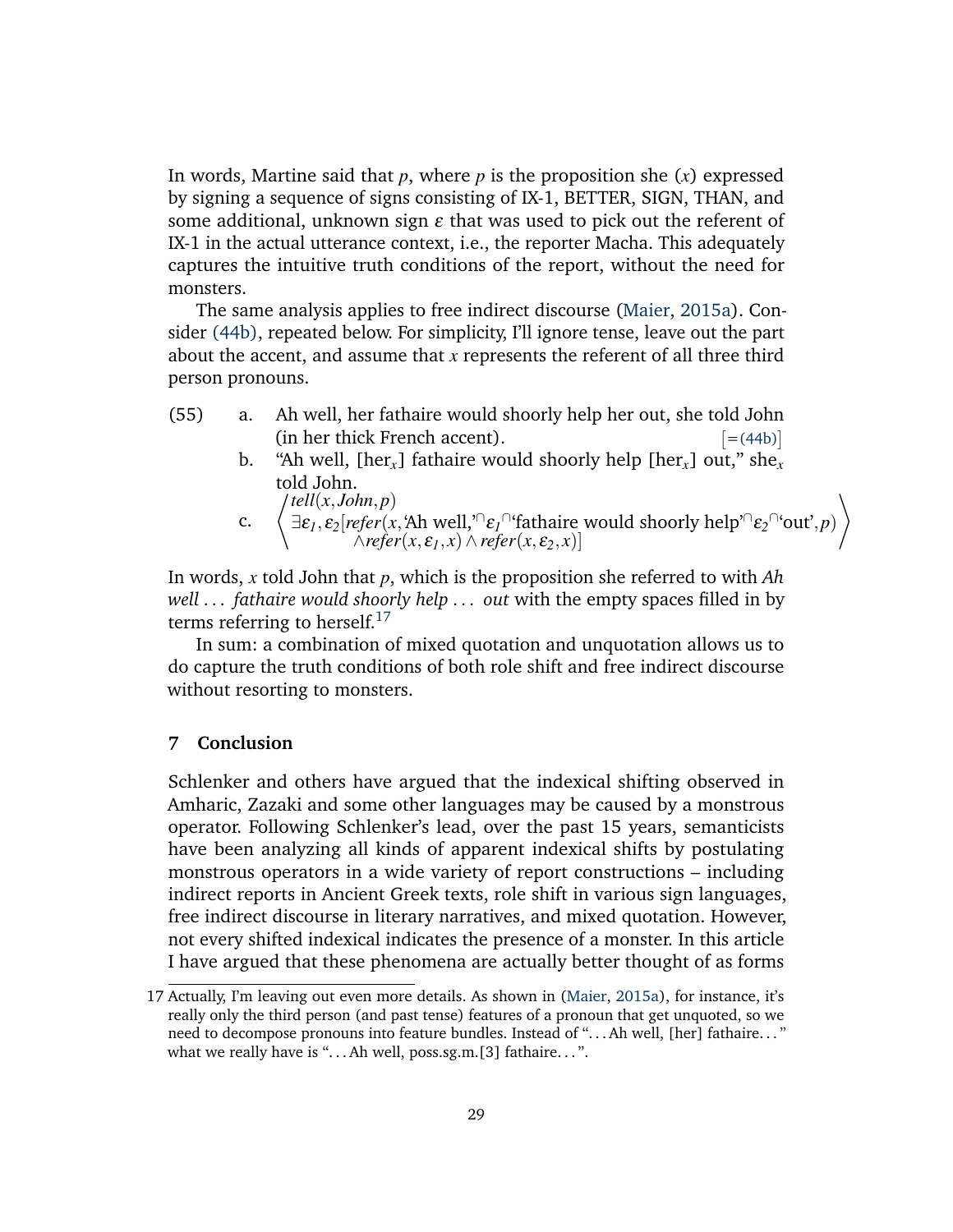In words, Martine said that $p$, where $p$ is the proposition she ($x$) expressed by signing a sequence of signs consisting of IX-1, BETTER, SIGN, THAN, and some additional, unknown sign $\varepsilon$ that was used to pick out the referent of IX-1 in the actual utterance context, i.e., the reporter Macha. This adequately captures the intuitive truth conditions of the report, without the need for monsters.

The same analysis applies to free indirect discourse (Maier, 2015a). Consider (44b), repeated below. For simplicity, I'll ignore tense, leave out the part about the accent, and assume that $x$ represents the referent of all three third person pronouns.

(55) a. Ah well, her fathaire would shoorly help her out, she told John (in her thick French accent). [=(44b)]

b. "Ah well, [her$_x$] fathaire would shoorly help [her$_x$] out," she$_x$ told John.

c.
$$\left\langle \begin{array}{l} tell(x, John, p) \\ \exists \varepsilon_1, \varepsilon_2 [refer(x, \text{'Ah well,'}{}^\frown \varepsilon_1{}^\frown \text{'fathaire would shoorly help'}{}^\frown \varepsilon_2{}^\frown \text{'out'}, p) \\ \qquad \wedge refer(x, \varepsilon_1, x) \wedge refer(x, \varepsilon_2, x)] \end{array} \right\rangle$$

In words, $x$ told John that $p$, which is the proposition she referred to with *Ah well ... fathaire would shoorly help ... out* with the empty spaces filled in by terms referring to herself.[17]

In sum: a combination of mixed quotation and unquotation allows us to do capture the truth conditions of both role shift and free indirect discourse without resorting to monsters.

## 7 Conclusion

Schlenker and others have argued that the indexical shifting observed in Amharic, Zazaki and some other languages may be caused by a monstrous operator. Following Schlenker's lead, over the past 15 years, semanticists have been analyzing all kinds of apparent indexical shifts by postulating monstrous operators in a wide variety of report constructions – including indirect reports in Ancient Greek texts, role shift in various sign languages, free indirect discourse in literary narratives, and mixed quotation. However, not every shifted indexical indicates the presence of a monster. In this article I have argued that these phenomena are actually better thought of as forms

---

17 Actually, I'm leaving out even more details. As shown in (Maier, 2015a), for instance, it's really only the third person (and past tense) features of a pronoun that get unquoted, so we need to decompose pronouns into feature bundles. Instead of "...Ah well, [her] fathaire..." what we really have is "...Ah well, poss.sg.m.[3] fathaire...".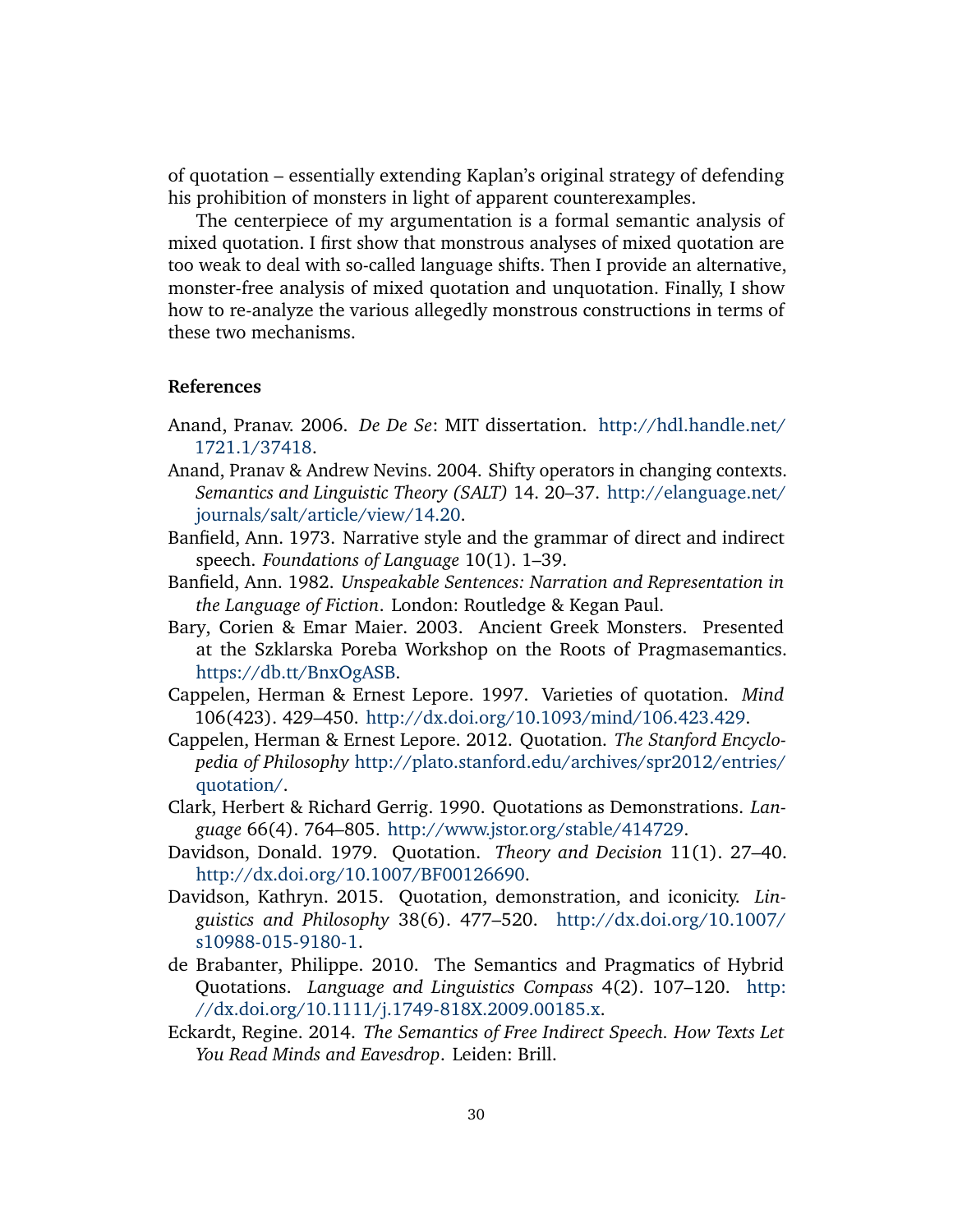of quotation – essentially extending Kaplan's original strategy of defending his prohibition of monsters in light of apparent counterexamples.

The centerpiece of my argumentation is a formal semantic analysis of mixed quotation. I first show that monstrous analyses of mixed quotation are too weak to deal with so-called language shifts. Then I provide an alternative, monster-free analysis of mixed quotation and unquotation. Finally, I show how to re-analyze the various allegedly monstrous constructions in terms of these two mechanisms.

## References

Anand, Pranav. 2006. *De De Se*: MIT dissertation. http://hdl.handle.net/1721.1/37418.

Anand, Pranav & Andrew Nevins. 2004. Shifty operators in changing contexts. *Semantics and Linguistic Theory (SALT)* 14. 20–37. http://elanguage.net/journals/salt/article/view/14.20.

Banfield, Ann. 1973. Narrative style and the grammar of direct and indirect speech. *Foundations of Language* 10(1). 1–39.

Banfield, Ann. 1982. *Unspeakable Sentences: Narration and Representation in the Language of Fiction*. London: Routledge & Kegan Paul.

Bary, Corien & Emar Maier. 2003. Ancient Greek Monsters. Presented at the Szklarska Poreba Workshop on the Roots of Pragmasemantics. https://db.tt/BnxOgASB.

Cappelen, Herman & Ernest Lepore. 1997. Varieties of quotation. *Mind* 106(423). 429–450. http://dx.doi.org/10.1093/mind/106.423.429.

Cappelen, Herman & Ernest Lepore. 2012. Quotation. *The Stanford Encyclopedia of Philosophy* http://plato.stanford.edu/archives/spr2012/entries/quotation/.

Clark, Herbert & Richard Gerrig. 1990. Quotations as Demonstrations. *Language* 66(4). 764–805. http://www.jstor.org/stable/414729.

Davidson, Donald. 1979. Quotation. *Theory and Decision* 11(1). 27–40. http://dx.doi.org/10.1007/BF00126690.

Davidson, Kathryn. 2015. Quotation, demonstration, and iconicity. *Linguistics and Philosophy* 38(6). 477–520. http://dx.doi.org/10.1007/s10988-015-9180-1.

de Brabanter, Philippe. 2010. The Semantics and Pragmatics of Hybrid Quotations. *Language and Linguistics Compass* 4(2). 107–120. http://dx.doi.org/10.1111/j.1749-818X.2009.00185.x.

Eckardt, Regine. 2014. *The Semantics of Free Indirect Speech. How Texts Let You Read Minds and Eavesdrop*. Leiden: Brill.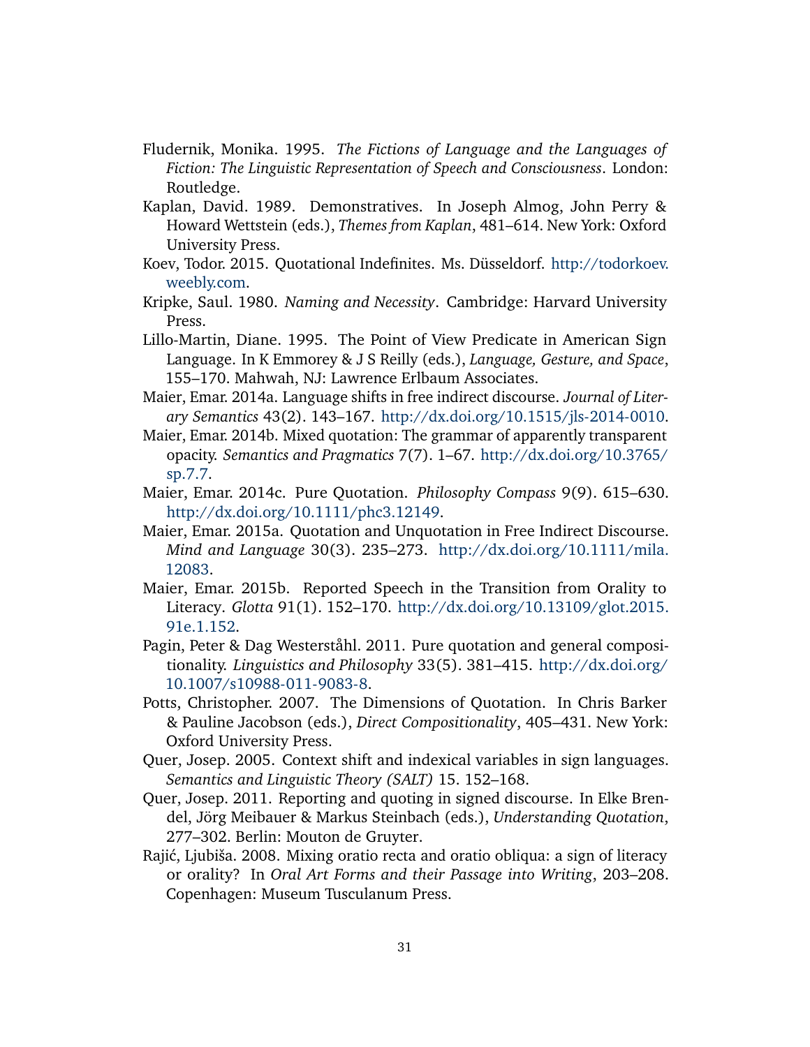Fludernik, Monika. 1995. *The Fictions of Language and the Languages of Fiction: The Linguistic Representation of Speech and Consciousness*. London: Routledge.

Kaplan, David. 1989. Demonstratives. In Joseph Almog, John Perry & Howard Wettstein (eds.), *Themes from Kaplan*, 481–614. New York: Oxford University Press.

Koev, Todor. 2015. Quotational Indefinites. Ms. Düsseldorf. http://todorkoev.weebly.com.

Kripke, Saul. 1980. *Naming and Necessity*. Cambridge: Harvard University Press.

Lillo-Martin, Diane. 1995. The Point of View Predicate in American Sign Language. In K Emmorey & J S Reilly (eds.), *Language, Gesture, and Space*, 155–170. Mahwah, NJ: Lawrence Erlbaum Associates.

Maier, Emar. 2014a. Language shifts in free indirect discourse. *Journal of Literary Semantics* 43(2). 143–167. http://dx.doi.org/10.1515/jls-2014-0010.

Maier, Emar. 2014b. Mixed quotation: The grammar of apparently transparent opacity. *Semantics and Pragmatics* 7(7). 1–67. http://dx.doi.org/10.3765/sp.7.7.

Maier, Emar. 2014c. Pure Quotation. *Philosophy Compass* 9(9). 615–630. http://dx.doi.org/10.1111/phc3.12149.

Maier, Emar. 2015a. Quotation and Unquotation in Free Indirect Discourse. *Mind and Language* 30(3). 235–273. http://dx.doi.org/10.1111/mila.12083.

Maier, Emar. 2015b. Reported Speech in the Transition from Orality to Literacy. *Glotta* 91(1). 152–170. http://dx.doi.org/10.13109/glot.2015.91e.1.152.

Pagin, Peter & Dag Westerståhl. 2011. Pure quotation and general compositionality. *Linguistics and Philosophy* 33(5). 381–415. http://dx.doi.org/10.1007/s10988-011-9083-8.

Potts, Christopher. 2007. The Dimensions of Quotation. In Chris Barker & Pauline Jacobson (eds.), *Direct Compositionality*, 405–431. New York: Oxford University Press.

Quer, Josep. 2005. Context shift and indexical variables in sign languages. *Semantics and Linguistic Theory (SALT)* 15. 152–168.

Quer, Josep. 2011. Reporting and quoting in signed discourse. In Elke Brendel, Jörg Meibauer & Markus Steinbach (eds.), *Understanding Quotation*, 277–302. Berlin: Mouton de Gruyter.

Rajić, Ljubiša. 2008. Mixing oratio recta and oratio obliqua: a sign of literacy or orality? In *Oral Art Forms and their Passage into Writing*, 203–208. Copenhagen: Museum Tusculanum Press.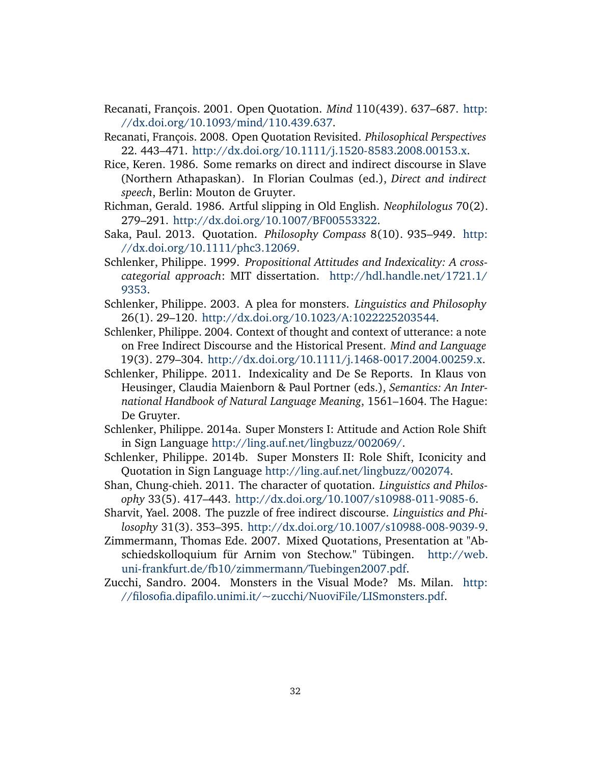Recanati, François. 2001. Open Quotation. *Mind* 110(439). 637–687. http://dx.doi.org/10.1093/mind/110.439.637.

Recanati, François. 2008. Open Quotation Revisited. *Philosophical Perspectives* 22. 443–471. http://dx.doi.org/10.1111/j.1520-8583.2008.00153.x.

Rice, Keren. 1986. Some remarks on direct and indirect discourse in Slave (Northern Athapaskan). In Florian Coulmas (ed.), *Direct and indirect speech*, Berlin: Mouton de Gruyter.

Richman, Gerald. 1986. Artful slipping in Old English. *Neophilologus* 70(2). 279–291. http://dx.doi.org/10.1007/BF00553322.

Saka, Paul. 2013. Quotation. *Philosophy Compass* 8(10). 935–949. http://dx.doi.org/10.1111/phc3.12069.

Schlenker, Philippe. 1999. *Propositional Attitudes and Indexicality: A cross-categorial approach*: MIT dissertation. http://hdl.handle.net/1721.1/9353.

Schlenker, Philippe. 2003. A plea for monsters. *Linguistics and Philosophy* 26(1). 29–120. http://dx.doi.org/10.1023/A:1022225203544.

Schlenker, Philippe. 2004. Context of thought and context of utterance: a note on Free Indirect Discourse and the Historical Present. *Mind and Language* 19(3). 279–304. http://dx.doi.org/10.1111/j.1468-0017.2004.00259.x.

Schlenker, Philippe. 2011. Indexicality and De Se Reports. In Klaus von Heusinger, Claudia Maienborn & Paul Portner (eds.), *Semantics: An International Handbook of Natural Language Meaning*, 1561–1604. The Hague: De Gruyter.

Schlenker, Philippe. 2014a. Super Monsters I: Attitude and Action Role Shift in Sign Language http://ling.auf.net/lingbuzz/002069/.

Schlenker, Philippe. 2014b. Super Monsters II: Role Shift, Iconicity and Quotation in Sign Language http://ling.auf.net/lingbuzz/002074.

Shan, Chung-chieh. 2011. The character of quotation. *Linguistics and Philosophy* 33(5). 417–443. http://dx.doi.org/10.1007/s10988-011-9085-6.

Sharvit, Yael. 2008. The puzzle of free indirect discourse. *Linguistics and Philosophy* 31(3). 353–395. http://dx.doi.org/10.1007/s10988-008-9039-9.

Zimmermann, Thomas Ede. 2007. Mixed Quotations, Presentation at "Abschiedskolloquium für Arnim von Stechow." Tübingen. http://web.uni-frankfurt.de/fb10/zimmermann/Tuebingen2007.pdf.

Zucchi, Sandro. 2004. Monsters in the Visual Mode? Ms. Milan. http://filosofia.dipafilo.unimi.it/~zucchi/NuoviFile/LISmonsters.pdf.